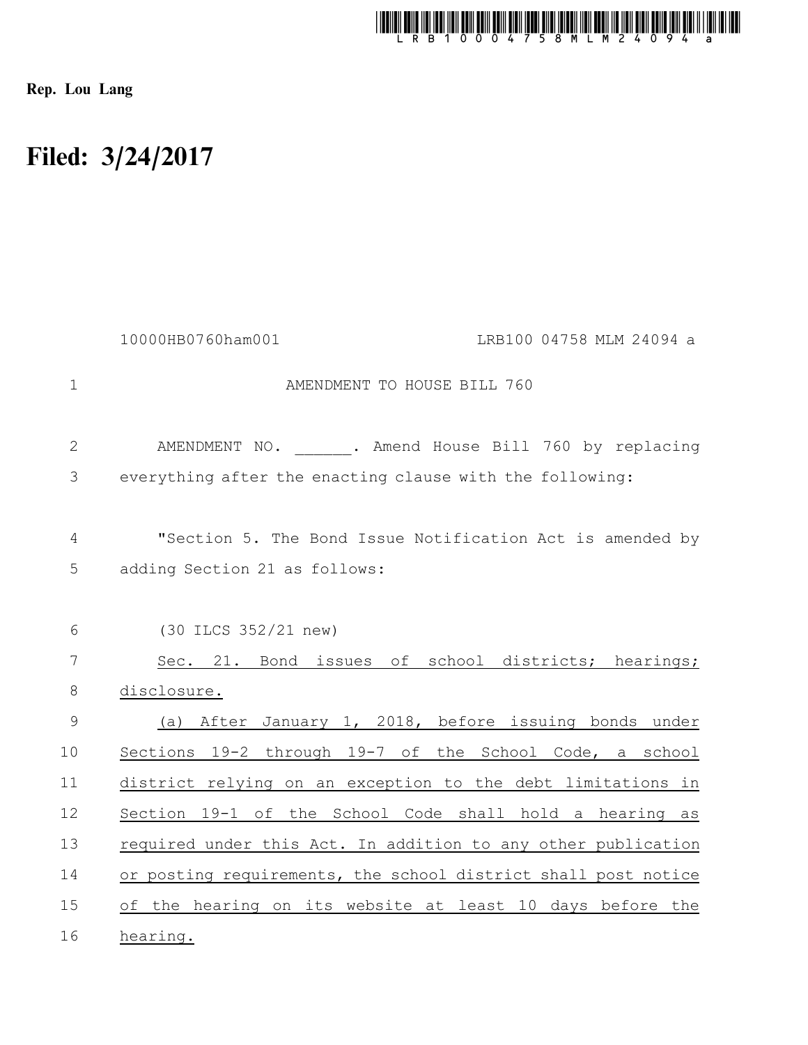Rep. Lou Lang

# Filed: 3/24/2017

10000HB0760ham001 LRB100 04758 MLM 24094 a

AMENDMENT TO HOUSE BILL 760

AMENDMENT NO. ______. Amend House Bill 760 by replacing everything after the enacting clause with the following:

"Section 5. The Bond Issue Notification Act is amended by adding Section 21 as follows:

(30 ILCS 352/21 new)

Sec. 21. Bond issues of school districts; hearings; disclosure.

(a) After January 1, 2018, before issuing bonds under Sections 19-2 through 19-7 of the School Code, a school district relying on an exception to the debt limitations in Section 19-1 of the School Code shall hold a hearing as required under this Act. In addition to any other publication or posting requirements, the school district shall post notice of the hearing on its website at least 10 days before the hearing.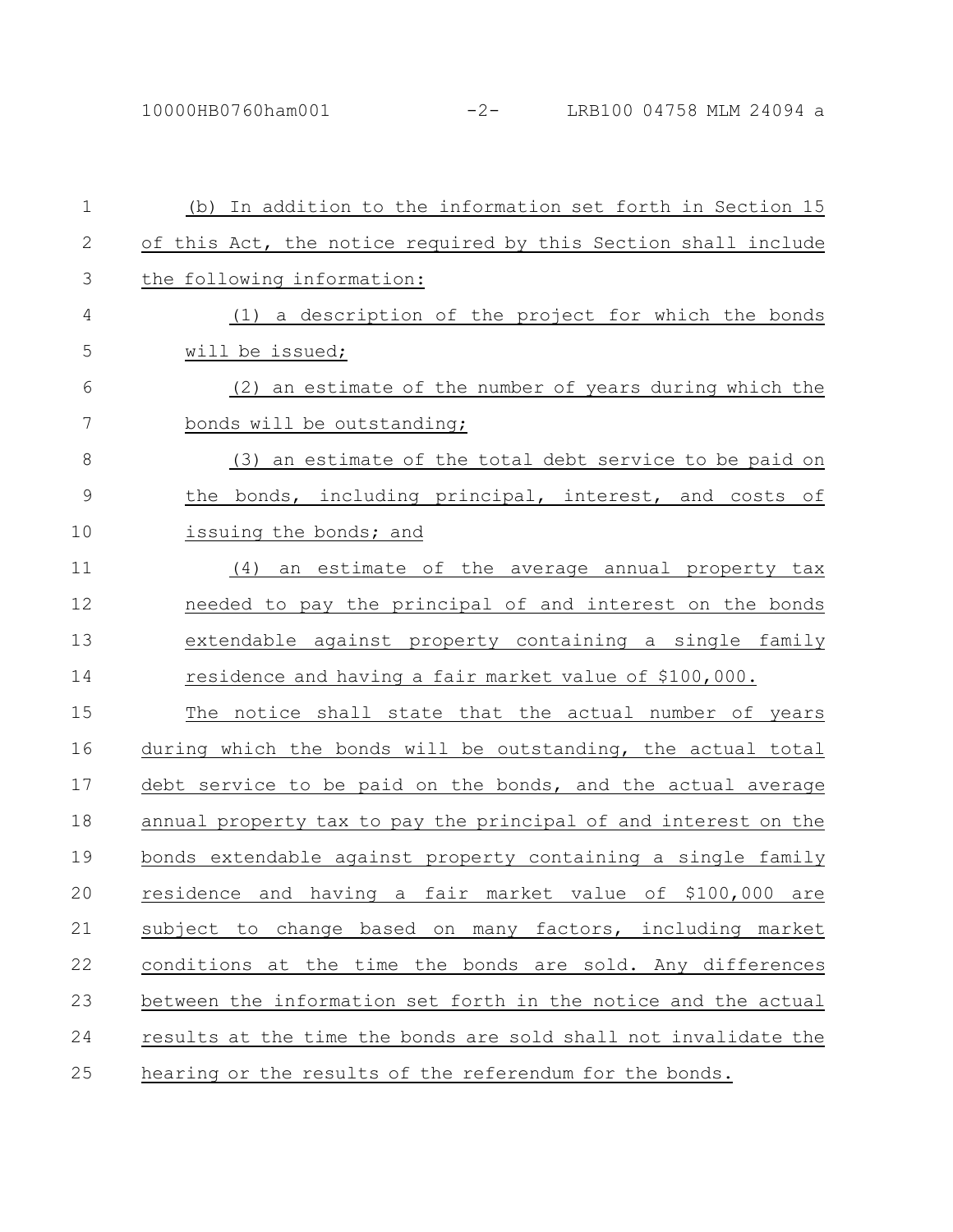(b) In addition to the information set forth in Section 15 of this Act, the notice required by this Section shall include the following information:

(1) a description of the project for which the bonds will be issued;

(2) an estimate of the number of years during which the bonds will be outstanding;

(3) an estimate of the total debt service to be paid on the bonds, including principal, interest, and costs of issuing the bonds; and

(4) an estimate of the average annual property tax needed to pay the principal of and interest on the bonds extendable against property containing a single family residence and having a fair market value of $100,000.

The notice shall state that the actual number of years during which the bonds will be outstanding, the actual total debt service to be paid on the bonds, and the actual average annual property tax to pay the principal of and interest on the bonds extendable against property containing a single family residence and having a fair market value of $100,000 are subject to change based on many factors, including market conditions at the time the bonds are sold. Any differences between the information set forth in the notice and the actual results at the time the bonds are sold shall not invalidate the hearing or the results of the referendum for the bonds.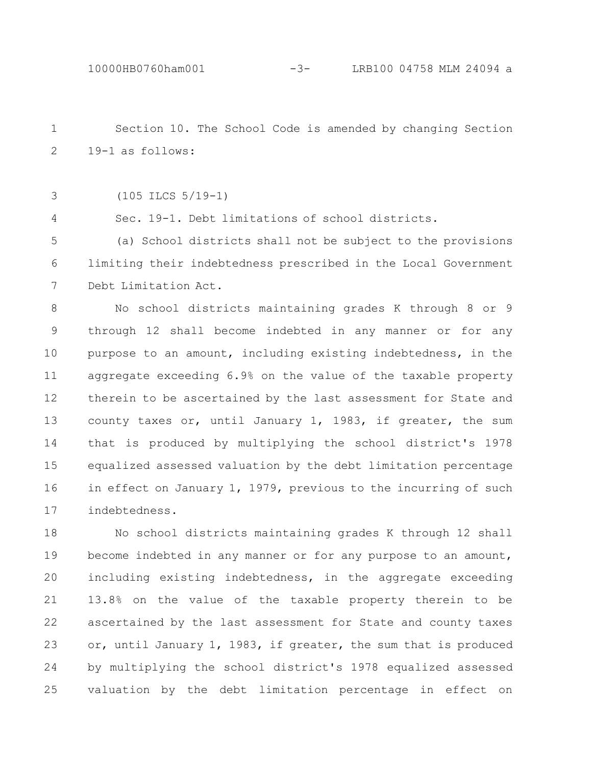Section 10. The School Code is amended by changing Section 19-1 as follows:

(105 ILCS 5/19-1)

Sec. 19-1. Debt limitations of school districts.

(a) School districts shall not be subject to the provisions limiting their indebtedness prescribed in the Local Government Debt Limitation Act.

No school districts maintaining grades K through 8 or 9 through 12 shall become indebted in any manner or for any purpose to an amount, including existing indebtedness, in the aggregate exceeding 6.9% on the value of the taxable property therein to be ascertained by the last assessment for State and county taxes or, until January 1, 1983, if greater, the sum that is produced by multiplying the school district's 1978 equalized assessed valuation by the debt limitation percentage in effect on January 1, 1979, previous to the incurring of such indebtedness.

No school districts maintaining grades K through 12 shall become indebted in any manner or for any purpose to an amount, including existing indebtedness, in the aggregate exceeding 13.8% on the value of the taxable property therein to be ascertained by the last assessment for State and county taxes or, until January 1, 1983, if greater, the sum that is produced by multiplying the school district's 1978 equalized assessed valuation by the debt limitation percentage in effect on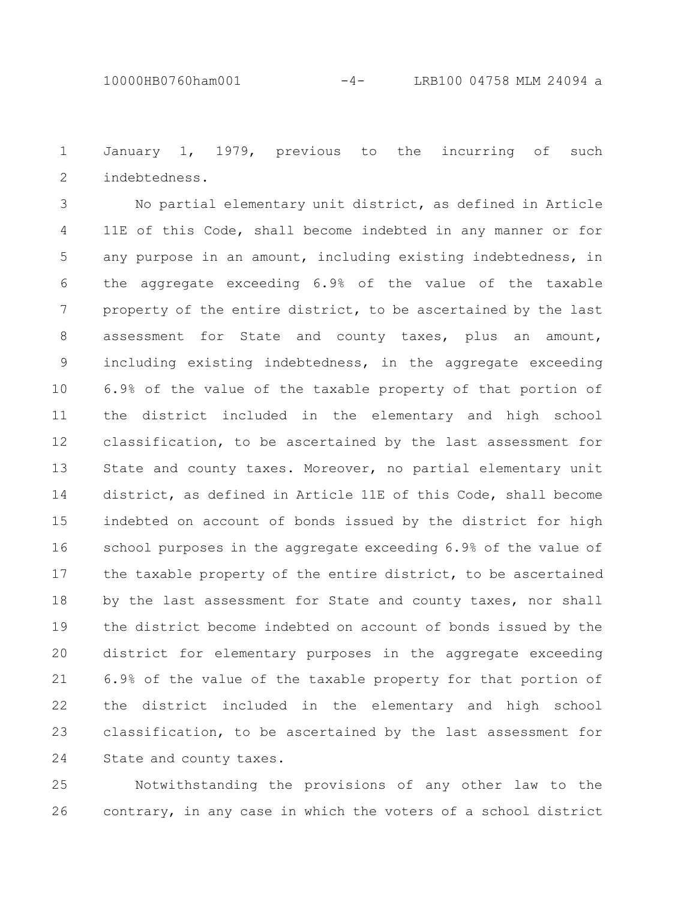January 1, 1979, previous to the incurring of such indebtedness.

No partial elementary unit district, as defined in Article 11E of this Code, shall become indebted in any manner or for any purpose in an amount, including existing indebtedness, in the aggregate exceeding 6.9% of the value of the taxable property of the entire district, to be ascertained by the last assessment for State and county taxes, plus an amount, including existing indebtedness, in the aggregate exceeding 6.9% of the value of the taxable property of that portion of the district included in the elementary and high school classification, to be ascertained by the last assessment for State and county taxes. Moreover, no partial elementary unit district, as defined in Article 11E of this Code, shall become indebted on account of bonds issued by the district for high school purposes in the aggregate exceeding 6.9% of the value of the taxable property of the entire district, to be ascertained by the last assessment for State and county taxes, nor shall the district become indebted on account of bonds issued by the district for elementary purposes in the aggregate exceeding 6.9% of the value of the taxable property for that portion of the district included in the elementary and high school classification, to be ascertained by the last assessment for State and county taxes.

Notwithstanding the provisions of any other law to the contrary, in any case in which the voters of a school district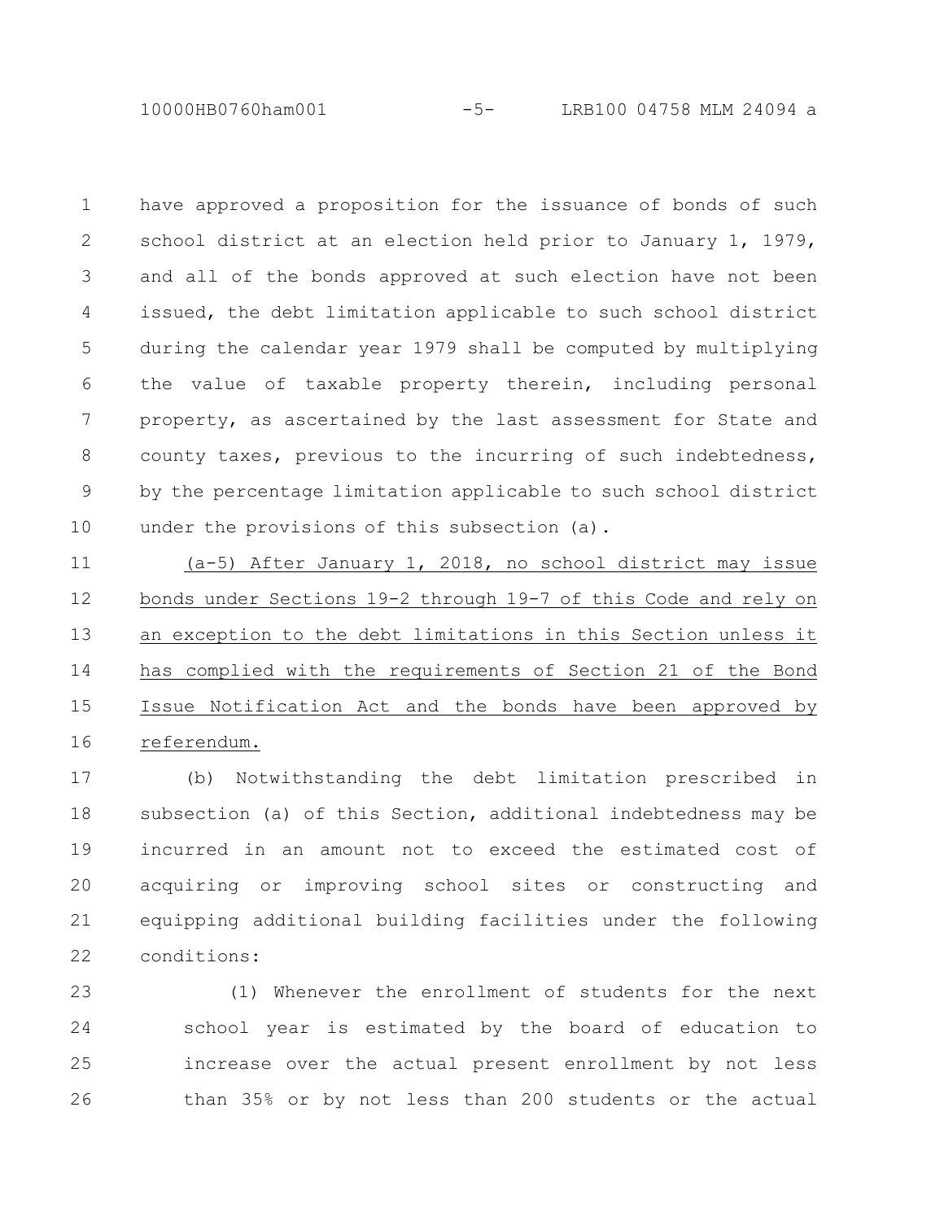have approved a proposition for the issuance of bonds of such school district at an election held prior to January 1, 1979, and all of the bonds approved at such election have not been issued, the debt limitation applicable to such school district during the calendar year 1979 shall be computed by multiplying the value of taxable property therein, including personal property, as ascertained by the last assessment for State and county taxes, previous to the incurring of such indebtedness, by the percentage limitation applicable to such school district under the provisions of this subsection (a).

(a-5) After January 1, 2018, no school district may issue bonds under Sections 19-2 through 19-7 of this Code and rely on an exception to the debt limitations in this Section unless it has complied with the requirements of Section 21 of the Bond Issue Notification Act and the bonds have been approved by referendum.

(b) Notwithstanding the debt limitation prescribed in subsection (a) of this Section, additional indebtedness may be incurred in an amount not to exceed the estimated cost of acquiring or improving school sites or constructing and equipping additional building facilities under the following conditions:

(1) Whenever the enrollment of students for the next school year is estimated by the board of education to increase over the actual present enrollment by not less than 35% or by not less than 200 students or the actual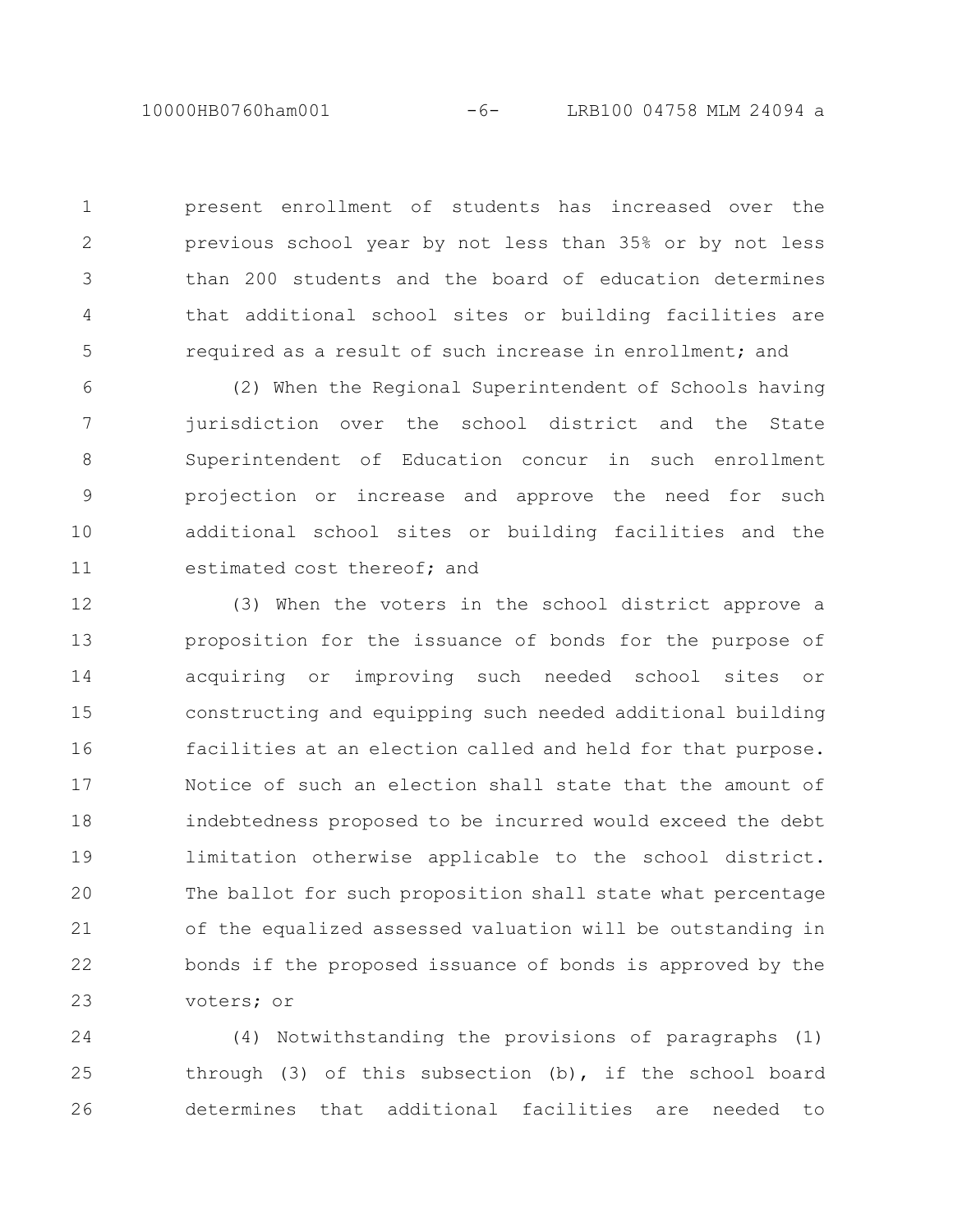present enrollment of students has increased over the previous school year by not less than 35% or by not less than 200 students and the board of education determines that additional school sites or building facilities are required as a result of such increase in enrollment; and

(2) When the Regional Superintendent of Schools having jurisdiction over the school district and the State Superintendent of Education concur in such enrollment projection or increase and approve the need for such additional school sites or building facilities and the estimated cost thereof; and

(3) When the voters in the school district approve a proposition for the issuance of bonds for the purpose of acquiring or improving such needed school sites or constructing and equipping such needed additional building facilities at an election called and held for that purpose. Notice of such an election shall state that the amount of indebtedness proposed to be incurred would exceed the debt limitation otherwise applicable to the school district. The ballot for such proposition shall state what percentage of the equalized assessed valuation will be outstanding in bonds if the proposed issuance of bonds is approved by the voters; or

(4) Notwithstanding the provisions of paragraphs (1) through (3) of this subsection (b), if the school board determines that additional facilities are needed to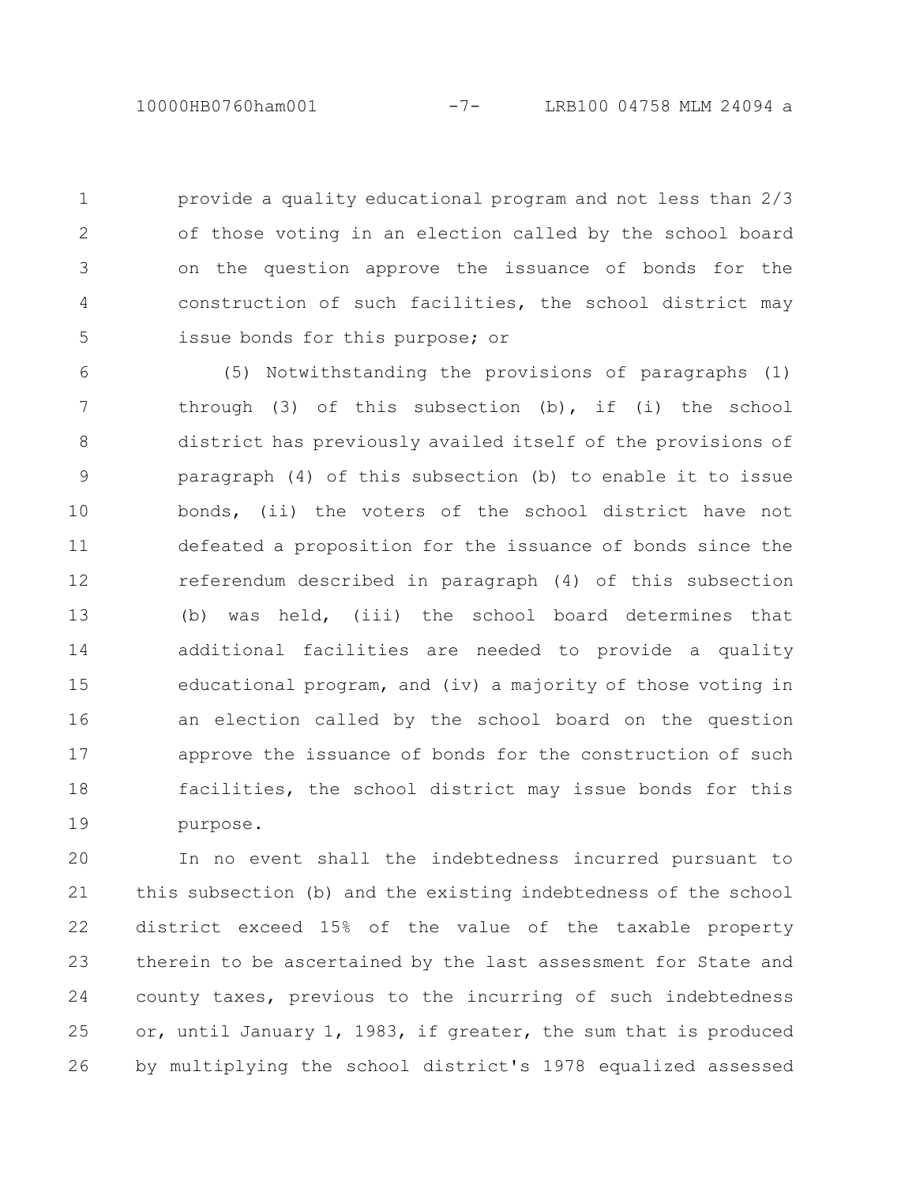provide a quality educational program and not less than 2/3 of those voting in an election called by the school board on the question approve the issuance of bonds for the construction of such facilities, the school district may issue bonds for this purpose; or

(5) Notwithstanding the provisions of paragraphs (1) through (3) of this subsection (b), if (i) the school district has previously availed itself of the provisions of paragraph (4) of this subsection (b) to enable it to issue bonds, (ii) the voters of the school district have not defeated a proposition for the issuance of bonds since the referendum described in paragraph (4) of this subsection (b) was held, (iii) the school board determines that additional facilities are needed to provide a quality educational program, and (iv) a majority of those voting in an election called by the school board on the question approve the issuance of bonds for the construction of such facilities, the school district may issue bonds for this purpose.

In no event shall the indebtedness incurred pursuant to this subsection (b) and the existing indebtedness of the school district exceed 15% of the value of the taxable property therein to be ascertained by the last assessment for State and county taxes, previous to the incurring of such indebtedness or, until January 1, 1983, if greater, the sum that is produced by multiplying the school district's 1978 equalized assessed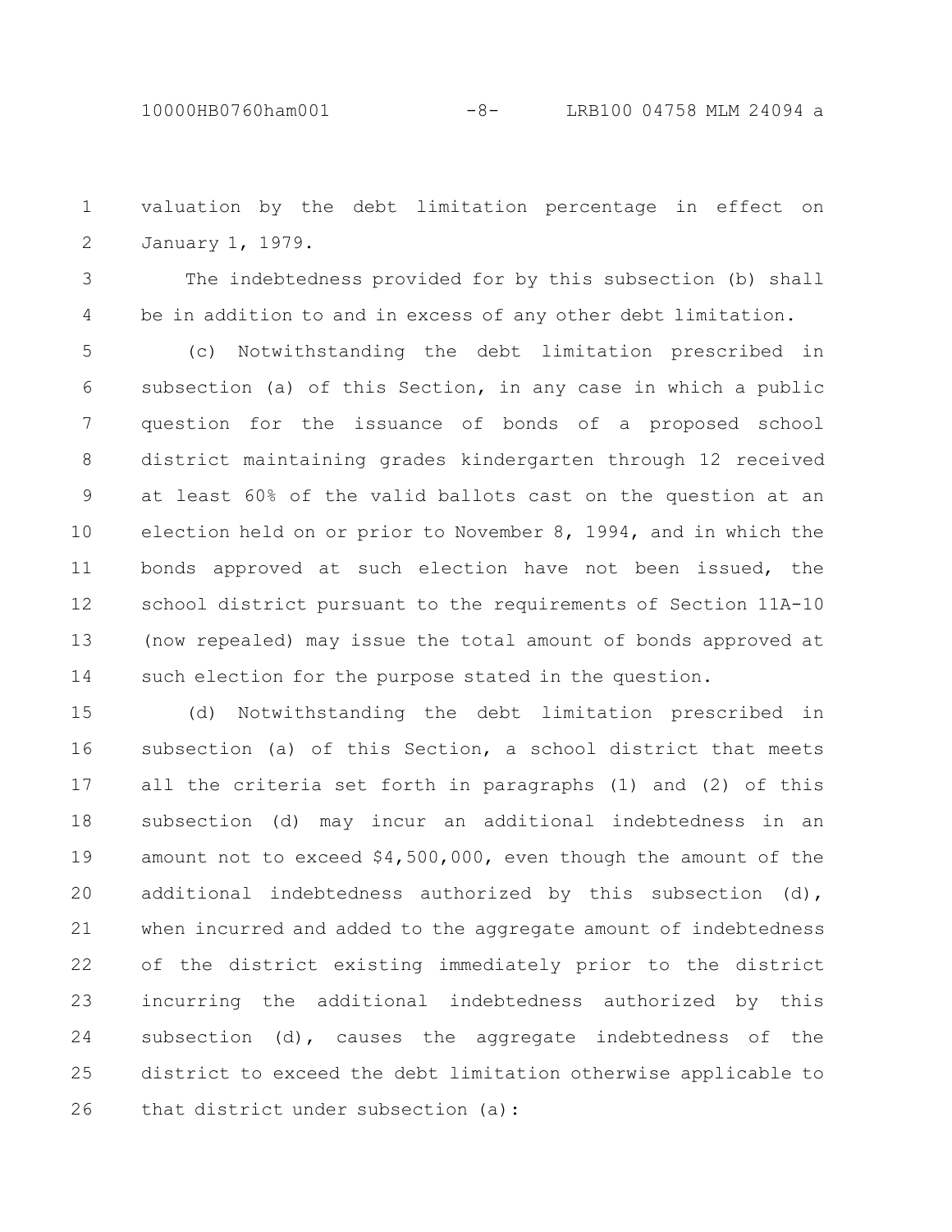valuation by the debt limitation percentage in effect on January 1, 1979.

The indebtedness provided for by this subsection (b) shall be in addition to and in excess of any other debt limitation.

(c) Notwithstanding the debt limitation prescribed in subsection (a) of this Section, in any case in which a public question for the issuance of bonds of a proposed school district maintaining grades kindergarten through 12 received at least 60% of the valid ballots cast on the question at an election held on or prior to November 8, 1994, and in which the bonds approved at such election have not been issued, the school district pursuant to the requirements of Section 11A-10 (now repealed) may issue the total amount of bonds approved at such election for the purpose stated in the question.

(d) Notwithstanding the debt limitation prescribed in subsection (a) of this Section, a school district that meets all the criteria set forth in paragraphs (1) and (2) of this subsection (d) may incur an additional indebtedness in an amount not to exceed $4,500,000, even though the amount of the additional indebtedness authorized by this subsection (d), when incurred and added to the aggregate amount of indebtedness of the district existing immediately prior to the district incurring the additional indebtedness authorized by this subsection (d), causes the aggregate indebtedness of the district to exceed the debt limitation otherwise applicable to that district under subsection (a):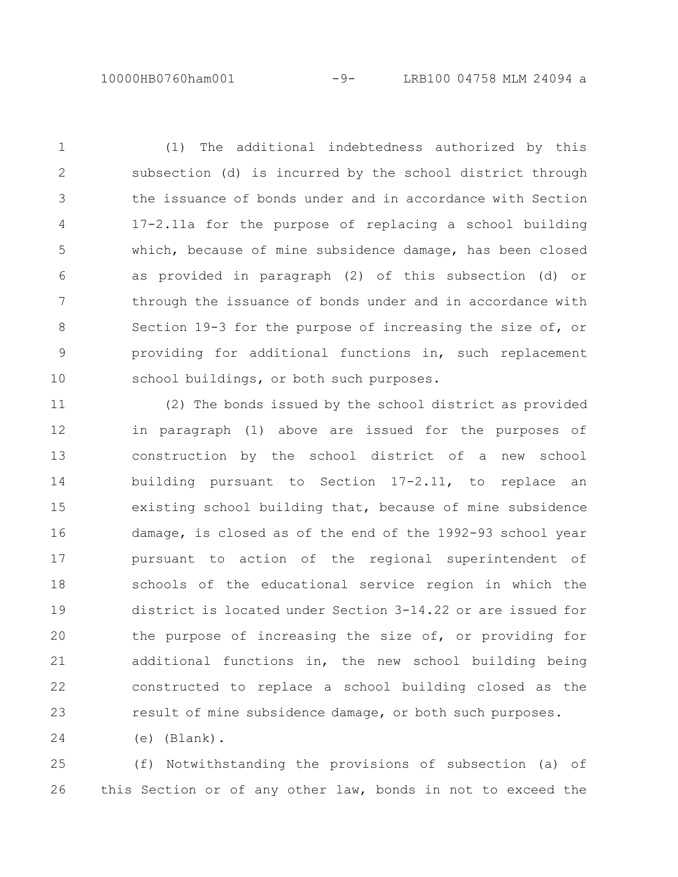(1) The additional indebtedness authorized by this subsection (d) is incurred by the school district through the issuance of bonds under and in accordance with Section 17-2.11a for the purpose of replacing a school building which, because of mine subsidence damage, has been closed as provided in paragraph (2) of this subsection (d) or through the issuance of bonds under and in accordance with Section 19-3 for the purpose of increasing the size of, or providing for additional functions in, such replacement school buildings, or both such purposes.

(2) The bonds issued by the school district as provided in paragraph (1) above are issued for the purposes of construction by the school district of a new school building pursuant to Section 17-2.11, to replace an existing school building that, because of mine subsidence damage, is closed as of the end of the 1992-93 school year pursuant to action of the regional superintendent of schools of the educational service region in which the district is located under Section 3-14.22 or are issued for the purpose of increasing the size of, or providing for additional functions in, the new school building being constructed to replace a school building closed as the result of mine subsidence damage, or both such purposes.

(e) (Blank).

(f) Notwithstanding the provisions of subsection (a) of this Section or of any other law, bonds in not to exceed the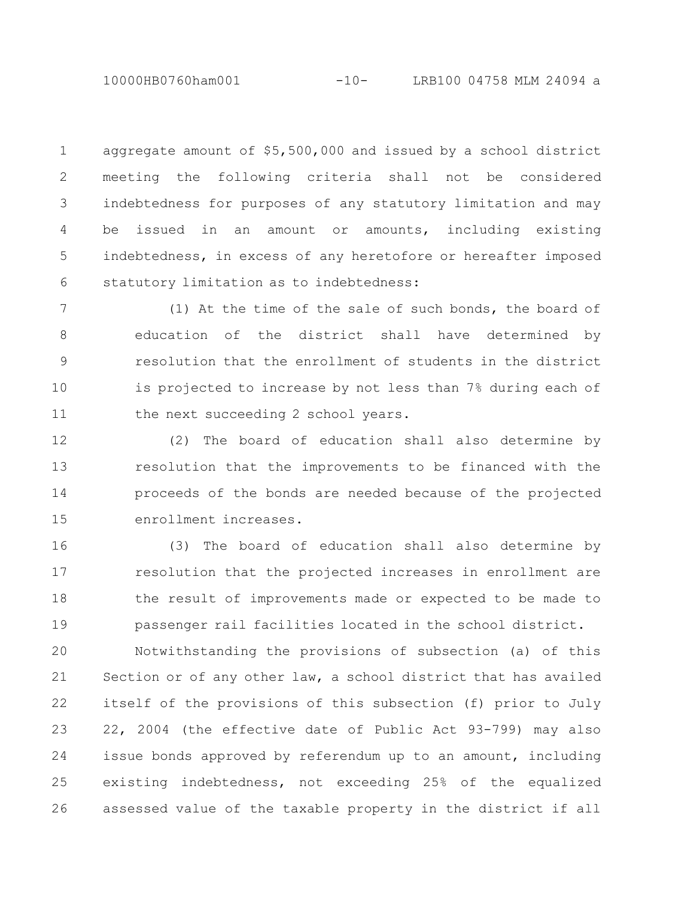aggregate amount of $5,500,000 and issued by a school district meeting the following criteria shall not be considered indebtedness for purposes of any statutory limitation and may be issued in an amount or amounts, including existing indebtedness, in excess of any heretofore or hereafter imposed statutory limitation as to indebtedness:

(1) At the time of the sale of such bonds, the board of education of the district shall have determined by resolution that the enrollment of students in the district is projected to increase by not less than 7% during each of the next succeeding 2 school years.

(2) The board of education shall also determine by resolution that the improvements to be financed with the proceeds of the bonds are needed because of the projected enrollment increases.

(3) The board of education shall also determine by resolution that the projected increases in enrollment are the result of improvements made or expected to be made to passenger rail facilities located in the school district.

Notwithstanding the provisions of subsection (a) of this Section or of any other law, a school district that has availed itself of the provisions of this subsection (f) prior to July 22, 2004 (the effective date of Public Act 93-799) may also issue bonds approved by referendum up to an amount, including existing indebtedness, not exceeding 25% of the equalized assessed value of the taxable property in the district if all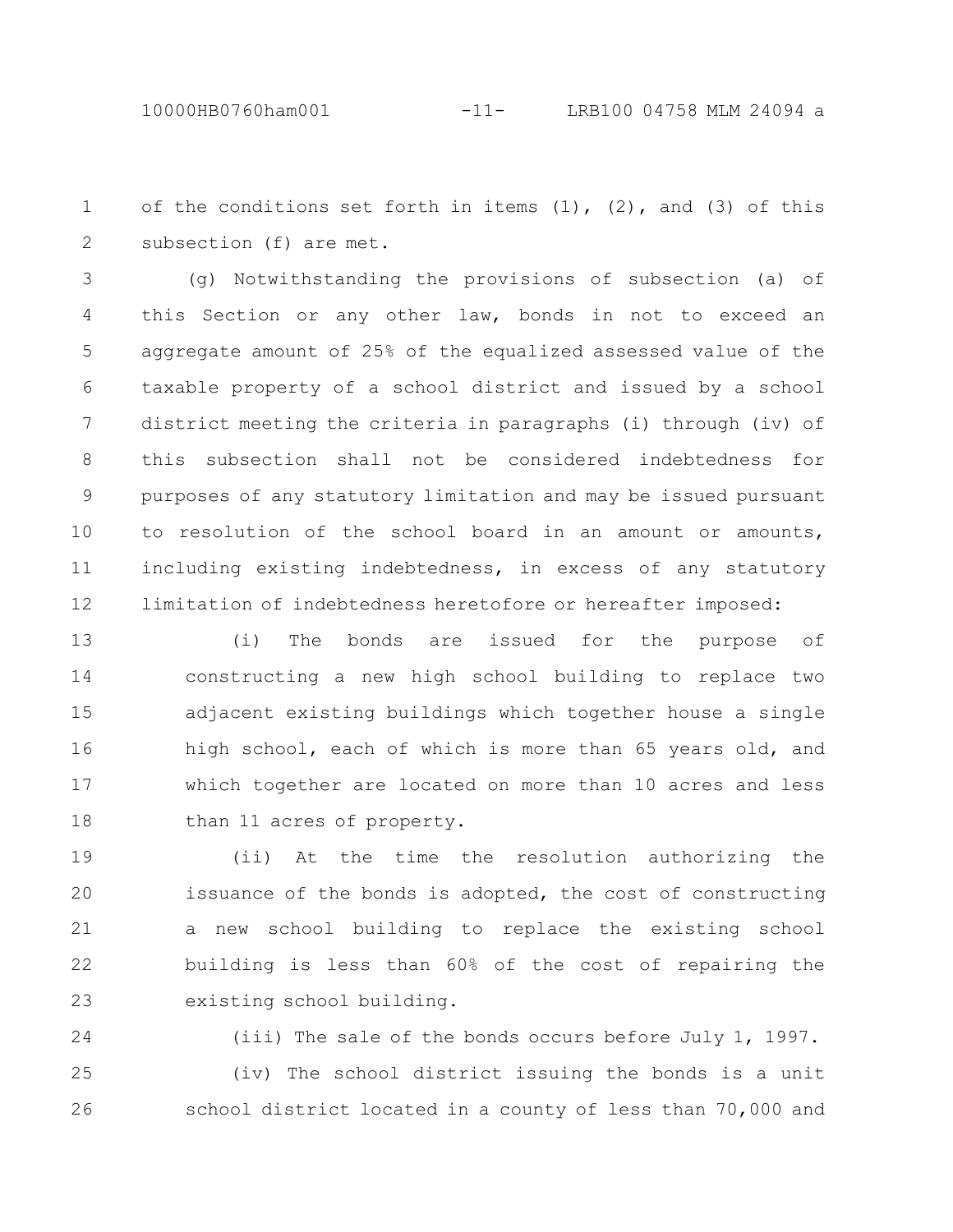of the conditions set forth in items (1), (2), and (3) of this subsection (f) are met.

(g) Notwithstanding the provisions of subsection (a) of this Section or any other law, bonds in not to exceed an aggregate amount of 25% of the equalized assessed value of the taxable property of a school district and issued by a school district meeting the criteria in paragraphs (i) through (iv) of this subsection shall not be considered indebtedness for purposes of any statutory limitation and may be issued pursuant to resolution of the school board in an amount or amounts, including existing indebtedness, in excess of any statutory limitation of indebtedness heretofore or hereafter imposed:

(i) The bonds are issued for the purpose of constructing a new high school building to replace two adjacent existing buildings which together house a single high school, each of which is more than 65 years old, and which together are located on more than 10 acres and less than 11 acres of property.

(ii) At the time the resolution authorizing the issuance of the bonds is adopted, the cost of constructing a new school building to replace the existing school building is less than 60% of the cost of repairing the existing school building.

(iii) The sale of the bonds occurs before July 1, 1997.

(iv) The school district issuing the bonds is a unit school district located in a county of less than 70,000 and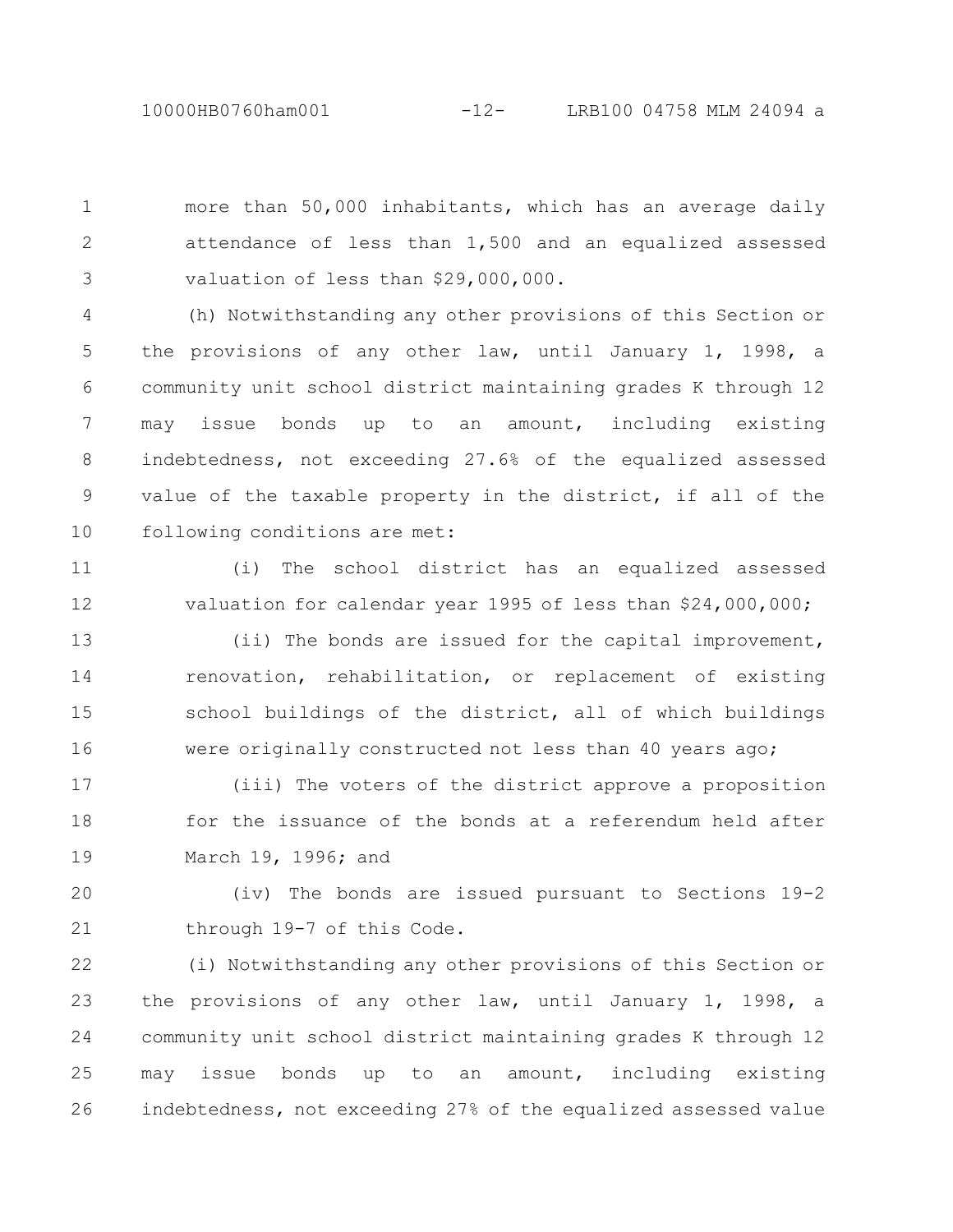more than 50,000 inhabitants, which has an average daily attendance of less than 1,500 and an equalized assessed valuation of less than $29,000,000.

(h) Notwithstanding any other provisions of this Section or the provisions of any other law, until January 1, 1998, a community unit school district maintaining grades K through 12 may issue bonds up to an amount, including existing indebtedness, not exceeding 27.6% of the equalized assessed value of the taxable property in the district, if all of the following conditions are met:

(i) The school district has an equalized assessed valuation for calendar year 1995 of less than $24,000,000;

(ii) The bonds are issued for the capital improvement, renovation, rehabilitation, or replacement of existing school buildings of the district, all of which buildings were originally constructed not less than 40 years ago;

(iii) The voters of the district approve a proposition for the issuance of the bonds at a referendum held after March 19, 1996; and

(iv) The bonds are issued pursuant to Sections 19-2 through 19-7 of this Code.

(i) Notwithstanding any other provisions of this Section or the provisions of any other law, until January 1, 1998, a community unit school district maintaining grades K through 12 may issue bonds up to an amount, including existing indebtedness, not exceeding 27% of the equalized assessed value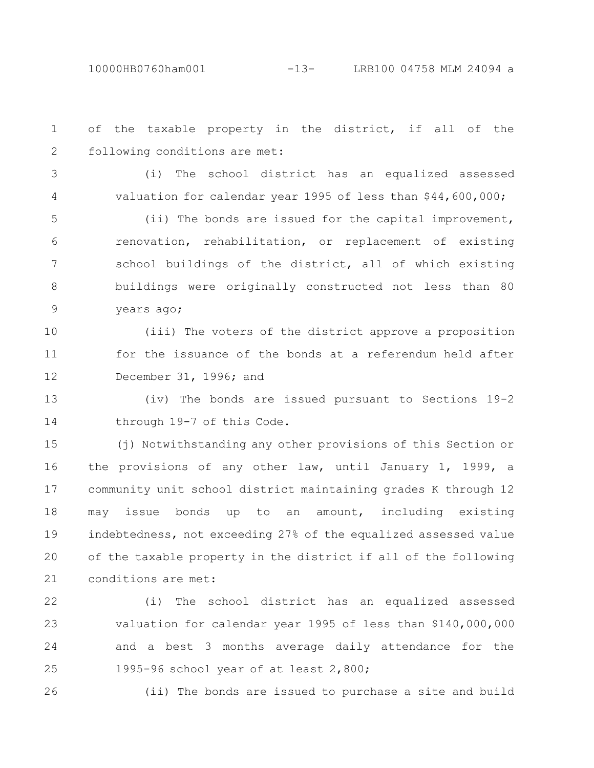of the taxable property in the district, if all of the following conditions are met:

(i) The school district has an equalized assessed valuation for calendar year 1995 of less than $44,600,000;

(ii) The bonds are issued for the capital improvement, renovation, rehabilitation, or replacement of existing school buildings of the district, all of which existing buildings were originally constructed not less than 80 years ago;

(iii) The voters of the district approve a proposition for the issuance of the bonds at a referendum held after December 31, 1996; and

(iv) The bonds are issued pursuant to Sections 19-2 through 19-7 of this Code.

(j) Notwithstanding any other provisions of this Section or the provisions of any other law, until January 1, 1999, a community unit school district maintaining grades K through 12 may issue bonds up to an amount, including existing indebtedness, not exceeding 27% of the equalized assessed value of the taxable property in the district if all of the following conditions are met:

(i) The school district has an equalized assessed valuation for calendar year 1995 of less than $140,000,000 and a best 3 months average daily attendance for the 1995-96 school year of at least 2,800;

(ii) The bonds are issued to purchase a site and build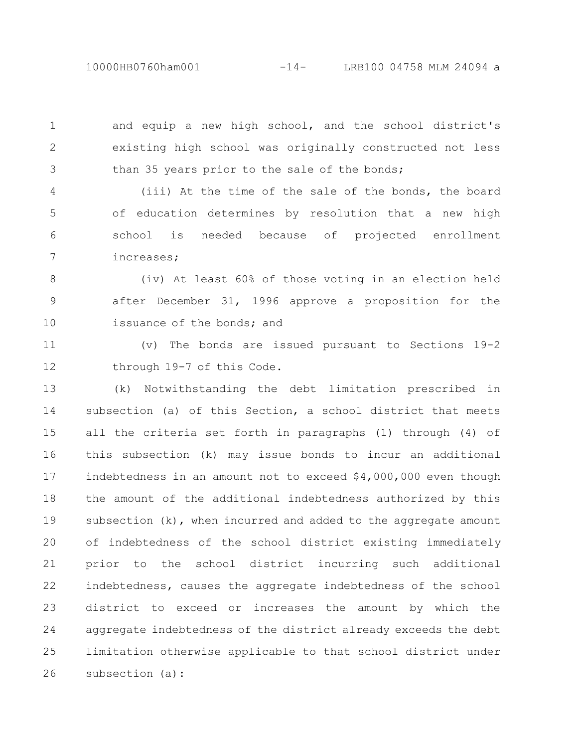and equip a new high school, and the school district's existing high school was originally constructed not less than 35 years prior to the sale of the bonds;

(iii) At the time of the sale of the bonds, the board of education determines by resolution that a new high school is needed because of projected enrollment increases;

(iv) At least 60% of those voting in an election held after December 31, 1996 approve a proposition for the issuance of the bonds; and

(v) The bonds are issued pursuant to Sections 19-2 through 19-7 of this Code.

(k) Notwithstanding the debt limitation prescribed in subsection (a) of this Section, a school district that meets all the criteria set forth in paragraphs (1) through (4) of this subsection (k) may issue bonds to incur an additional indebtedness in an amount not to exceed $4,000,000 even though the amount of the additional indebtedness authorized by this subsection (k), when incurred and added to the aggregate amount of indebtedness of the school district existing immediately prior to the school district incurring such additional indebtedness, causes the aggregate indebtedness of the school district to exceed or increases the amount by which the aggregate indebtedness of the district already exceeds the debt limitation otherwise applicable to that school district under subsection (a):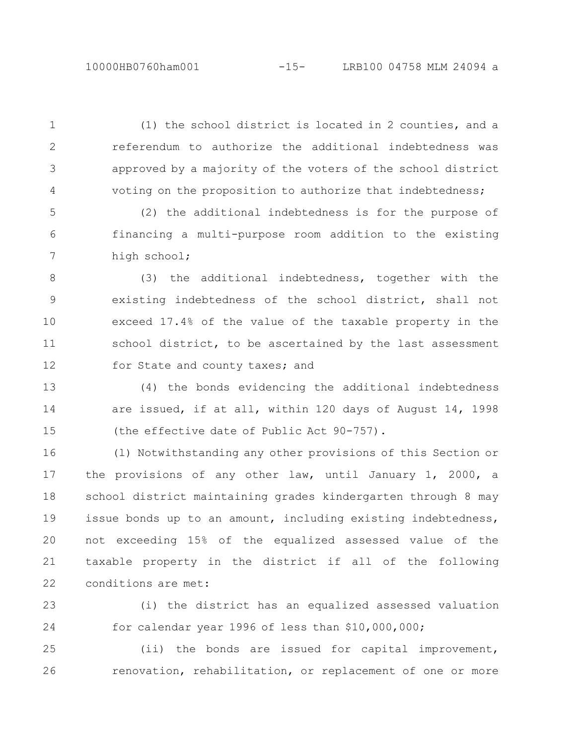(1) the school district is located in 2 counties, and a referendum to authorize the additional indebtedness was approved by a majority of the voters of the school district voting on the proposition to authorize that indebtedness;

(2) the additional indebtedness is for the purpose of financing a multi-purpose room addition to the existing high school;

(3) the additional indebtedness, together with the existing indebtedness of the school district, shall not exceed 17.4% of the value of the taxable property in the school district, to be ascertained by the last assessment for State and county taxes; and

(4) the bonds evidencing the additional indebtedness are issued, if at all, within 120 days of August 14, 1998 (the effective date of Public Act 90-757).

(l) Notwithstanding any other provisions of this Section or the provisions of any other law, until January 1, 2000, a school district maintaining grades kindergarten through 8 may issue bonds up to an amount, including existing indebtedness, not exceeding 15% of the equalized assessed value of the taxable property in the district if all of the following conditions are met:

(i) the district has an equalized assessed valuation for calendar year 1996 of less than $10,000,000;

(ii) the bonds are issued for capital improvement, renovation, rehabilitation, or replacement of one or more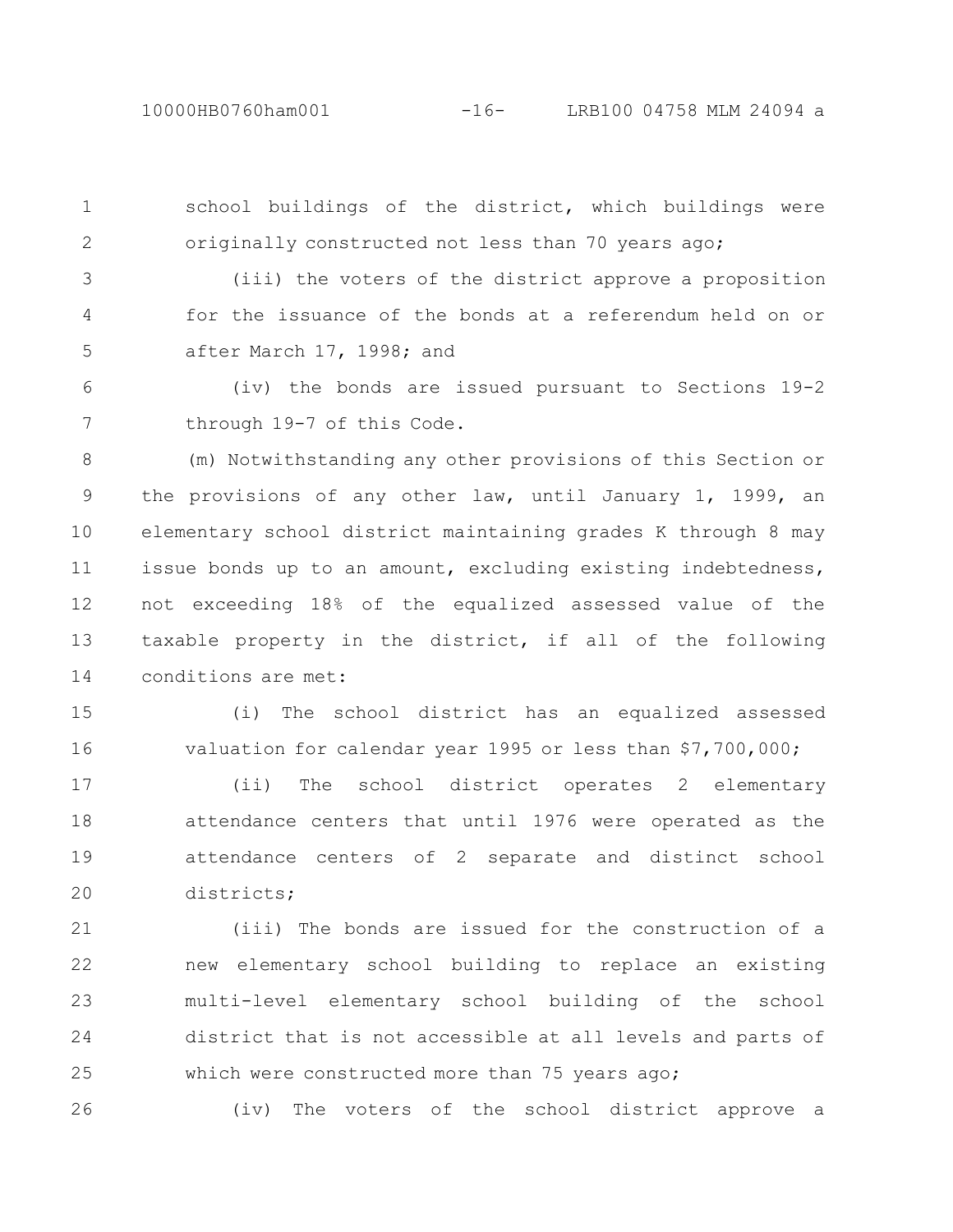school buildings of the district, which buildings were originally constructed not less than 70 years ago;

(iii) the voters of the district approve a proposition for the issuance of the bonds at a referendum held on or after March 17, 1998; and

(iv) the bonds are issued pursuant to Sections 19-2 through 19-7 of this Code.

(m) Notwithstanding any other provisions of this Section or the provisions of any other law, until January 1, 1999, an elementary school district maintaining grades K through 8 may issue bonds up to an amount, excluding existing indebtedness, not exceeding 18% of the equalized assessed value of the taxable property in the district, if all of the following conditions are met:

(i) The school district has an equalized assessed valuation for calendar year 1995 or less than $7,700,000;

(ii) The school district operates 2 elementary attendance centers that until 1976 were operated as the attendance centers of 2 separate and distinct school districts;

(iii) The bonds are issued for the construction of a new elementary school building to replace an existing multi-level elementary school building of the school district that is not accessible at all levels and parts of which were constructed more than 75 years ago;

(iv) The voters of the school district approve a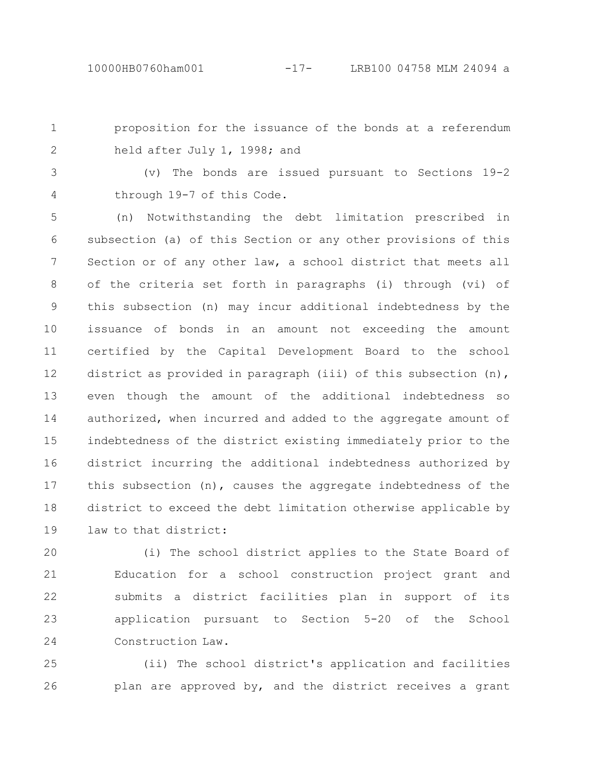proposition for the issuance of the bonds at a referendum held after July 1, 1998; and

(v) The bonds are issued pursuant to Sections 19-2 through 19-7 of this Code.

(n) Notwithstanding the debt limitation prescribed in subsection (a) of this Section or any other provisions of this Section or of any other law, a school district that meets all of the criteria set forth in paragraphs (i) through (vi) of this subsection (n) may incur additional indebtedness by the issuance of bonds in an amount not exceeding the amount certified by the Capital Development Board to the school district as provided in paragraph (iii) of this subsection (n), even though the amount of the additional indebtedness so authorized, when incurred and added to the aggregate amount of indebtedness of the district existing immediately prior to the district incurring the additional indebtedness authorized by this subsection (n), causes the aggregate indebtedness of the district to exceed the debt limitation otherwise applicable by law to that district:

(i) The school district applies to the State Board of Education for a school construction project grant and submits a district facilities plan in support of its application pursuant to Section 5-20 of the School Construction Law.

(ii) The school district's application and facilities plan are approved by, and the district receives a grant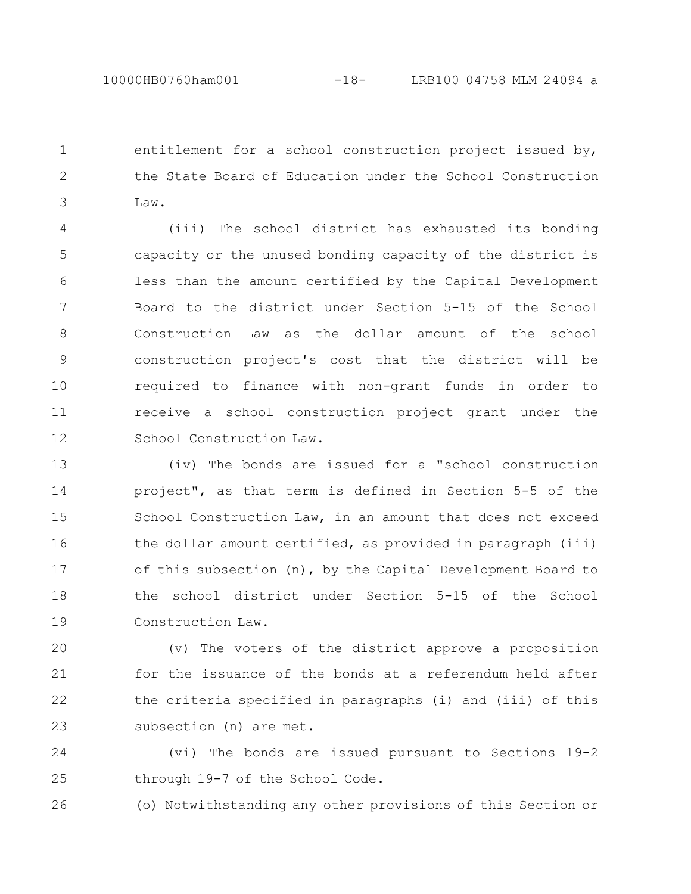entitlement for a school construction project issued by, the State Board of Education under the School Construction Law.

(iii) The school district has exhausted its bonding capacity or the unused bonding capacity of the district is less than the amount certified by the Capital Development Board to the district under Section 5-15 of the School Construction Law as the dollar amount of the school construction project's cost that the district will be required to finance with non-grant funds in order to receive a school construction project grant under the School Construction Law.

(iv) The bonds are issued for a "school construction project", as that term is defined in Section 5-5 of the School Construction Law, in an amount that does not exceed the dollar amount certified, as provided in paragraph (iii) of this subsection (n), by the Capital Development Board to the school district under Section 5-15 of the School Construction Law.

(v) The voters of the district approve a proposition for the issuance of the bonds at a referendum held after the criteria specified in paragraphs (i) and (iii) of this subsection (n) are met.

(vi) The bonds are issued pursuant to Sections 19-2 through 19-7 of the School Code.

(o) Notwithstanding any other provisions of this Section or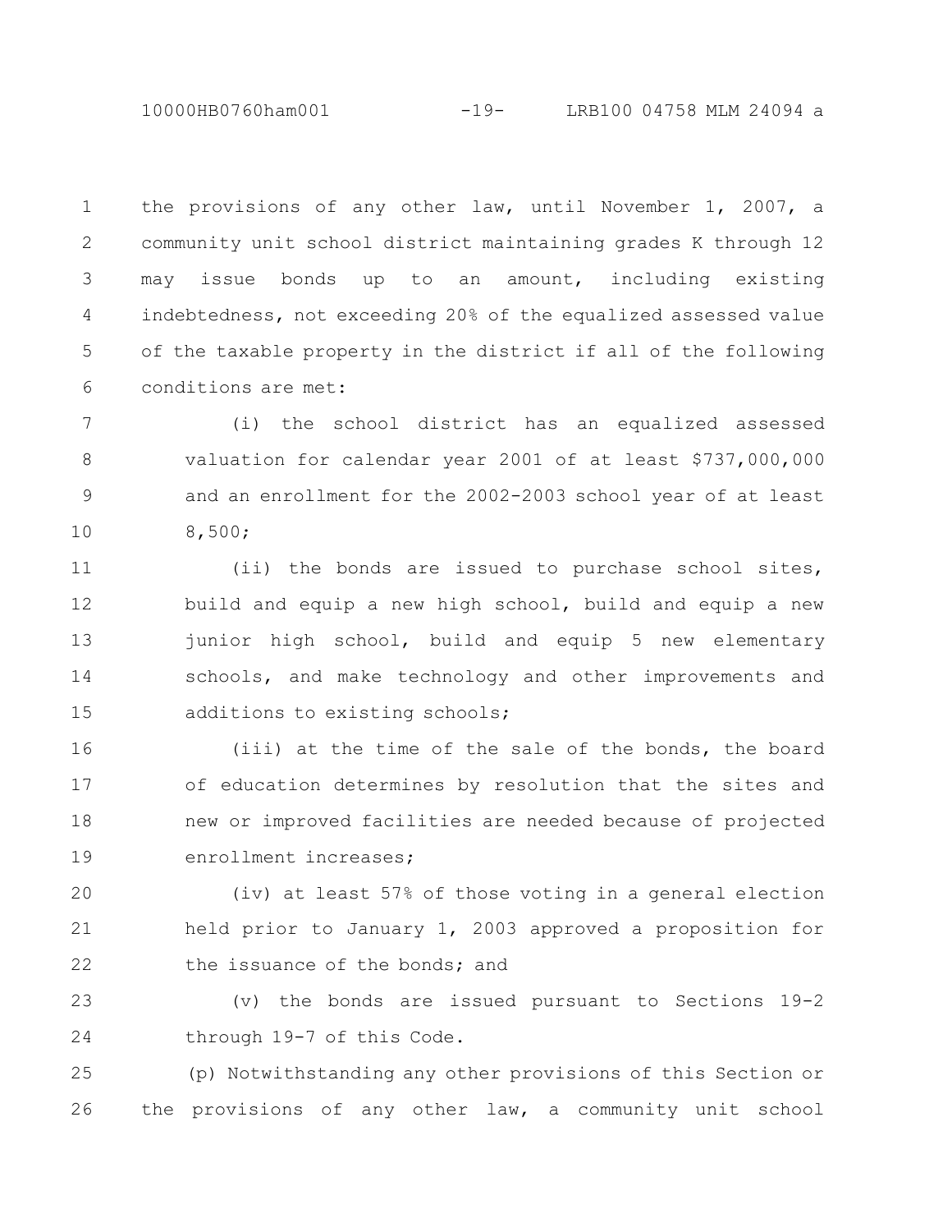the provisions of any other law, until November 1, 2007, a community unit school district maintaining grades K through 12 may issue bonds up to an amount, including existing indebtedness, not exceeding 20% of the equalized assessed value of the taxable property in the district if all of the following conditions are met:

(i) the school district has an equalized assessed valuation for calendar year 2001 of at least $737,000,000 and an enrollment for the 2002-2003 school year of at least 8,500;

(ii) the bonds are issued to purchase school sites, build and equip a new high school, build and equip a new junior high school, build and equip 5 new elementary schools, and make technology and other improvements and additions to existing schools;

(iii) at the time of the sale of the bonds, the board of education determines by resolution that the sites and new or improved facilities are needed because of projected enrollment increases;

(iv) at least 57% of those voting in a general election held prior to January 1, 2003 approved a proposition for the issuance of the bonds; and

(v) the bonds are issued pursuant to Sections 19-2 through 19-7 of this Code.

(p) Notwithstanding any other provisions of this Section or the provisions of any other law, a community unit school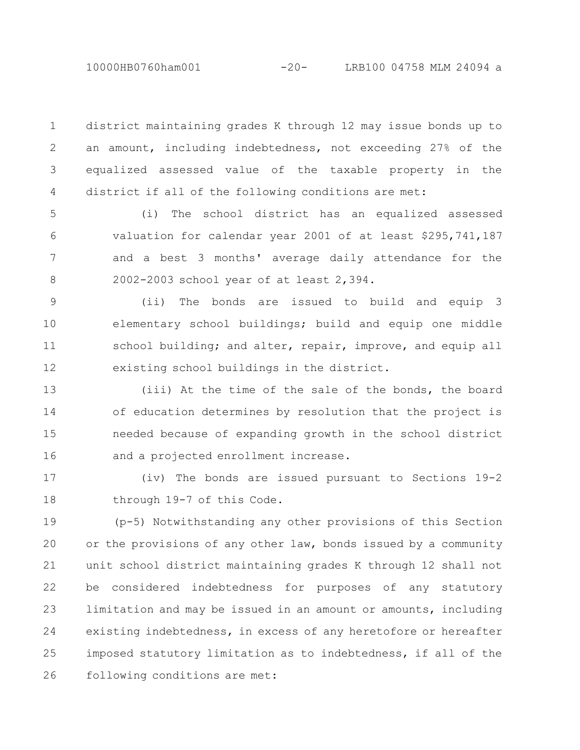district maintaining grades K through 12 may issue bonds up to an amount, including indebtedness, not exceeding 27% of the equalized assessed value of the taxable property in the district if all of the following conditions are met:

(i) The school district has an equalized assessed valuation for calendar year 2001 of at least $295,741,187 and a best 3 months' average daily attendance for the 2002-2003 school year of at least 2,394.

(ii) The bonds are issued to build and equip 3 elementary school buildings; build and equip one middle school building; and alter, repair, improve, and equip all existing school buildings in the district.

(iii) At the time of the sale of the bonds, the board of education determines by resolution that the project is needed because of expanding growth in the school district and a projected enrollment increase.

(iv) The bonds are issued pursuant to Sections 19-2 through 19-7 of this Code.

(p-5) Notwithstanding any other provisions of this Section or the provisions of any other law, bonds issued by a community unit school district maintaining grades K through 12 shall not be considered indebtedness for purposes of any statutory limitation and may be issued in an amount or amounts, including existing indebtedness, in excess of any heretofore or hereafter imposed statutory limitation as to indebtedness, if all of the following conditions are met: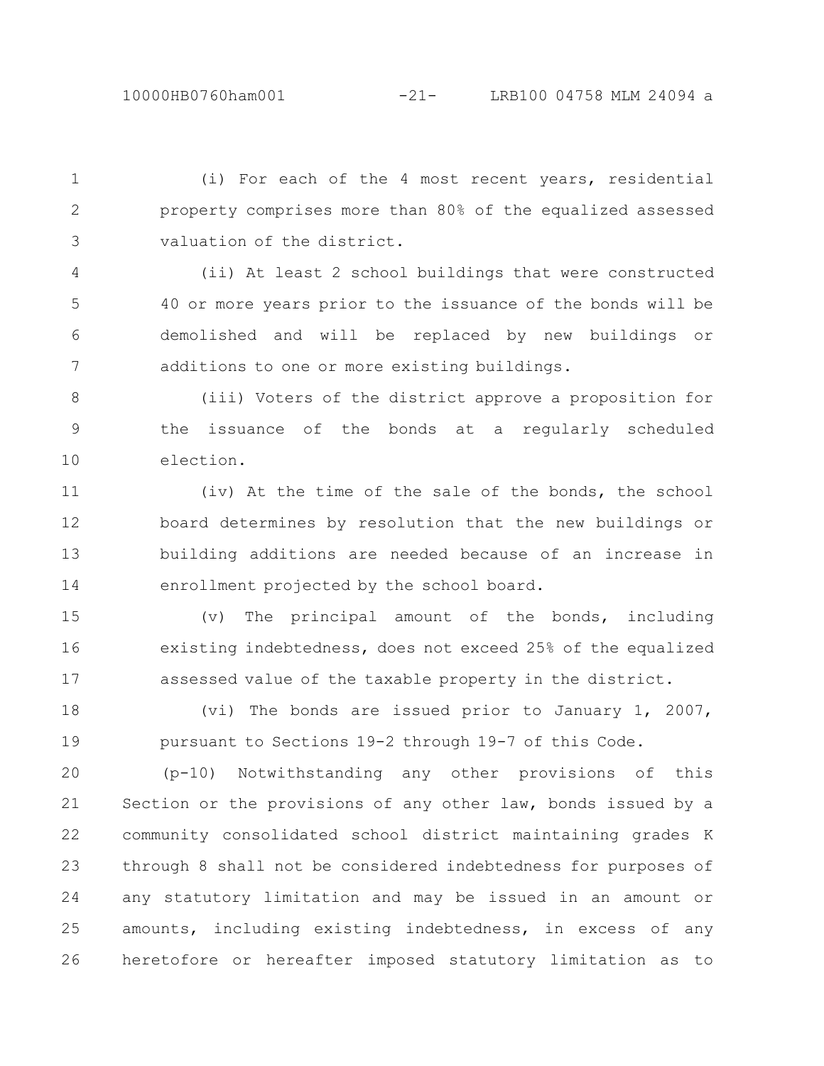(i) For each of the 4 most recent years, residential property comprises more than 80% of the equalized assessed valuation of the district.

(ii) At least 2 school buildings that were constructed 40 or more years prior to the issuance of the bonds will be demolished and will be replaced by new buildings or additions to one or more existing buildings.

(iii) Voters of the district approve a proposition for the issuance of the bonds at a regularly scheduled election.

(iv) At the time of the sale of the bonds, the school board determines by resolution that the new buildings or building additions are needed because of an increase in enrollment projected by the school board.

(v) The principal amount of the bonds, including existing indebtedness, does not exceed 25% of the equalized assessed value of the taxable property in the district.

(vi) The bonds are issued prior to January 1, 2007, pursuant to Sections 19-2 through 19-7 of this Code.

(p-10) Notwithstanding any other provisions of this Section or the provisions of any other law, bonds issued by a community consolidated school district maintaining grades K through 8 shall not be considered indebtedness for purposes of any statutory limitation and may be issued in an amount or amounts, including existing indebtedness, in excess of any heretofore or hereafter imposed statutory limitation as to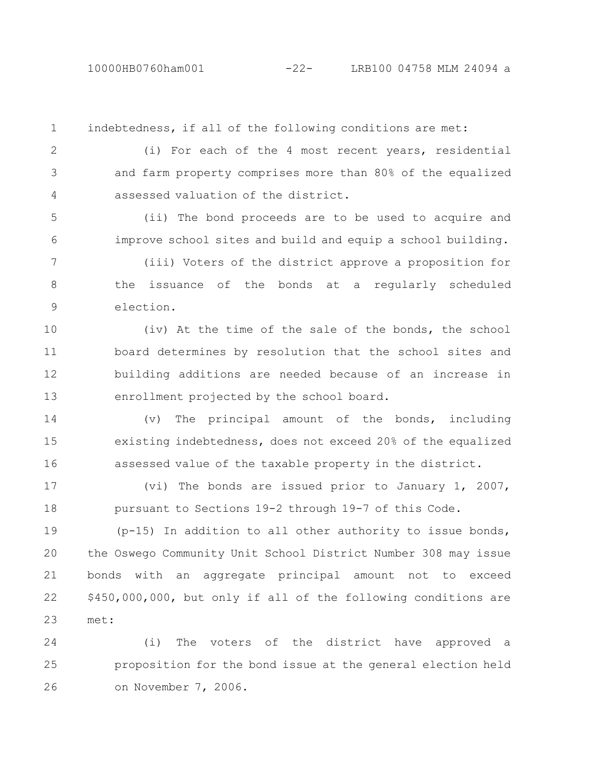indebtedness, if all of the following conditions are met:

(i) For each of the 4 most recent years, residential and farm property comprises more than 80% of the equalized assessed valuation of the district.

(ii) The bond proceeds are to be used to acquire and improve school sites and build and equip a school building.

(iii) Voters of the district approve a proposition for the issuance of the bonds at a regularly scheduled election.

(iv) At the time of the sale of the bonds, the school board determines by resolution that the school sites and building additions are needed because of an increase in enrollment projected by the school board.

(v) The principal amount of the bonds, including existing indebtedness, does not exceed 20% of the equalized assessed value of the taxable property in the district.

(vi) The bonds are issued prior to January 1, 2007, pursuant to Sections 19-2 through 19-7 of this Code.

(p-15) In addition to all other authority to issue bonds, the Oswego Community Unit School District Number 308 may issue bonds with an aggregate principal amount not to exceed $450,000,000, but only if all of the following conditions are met:

(i) The voters of the district have approved a proposition for the bond issue at the general election held on November 7, 2006.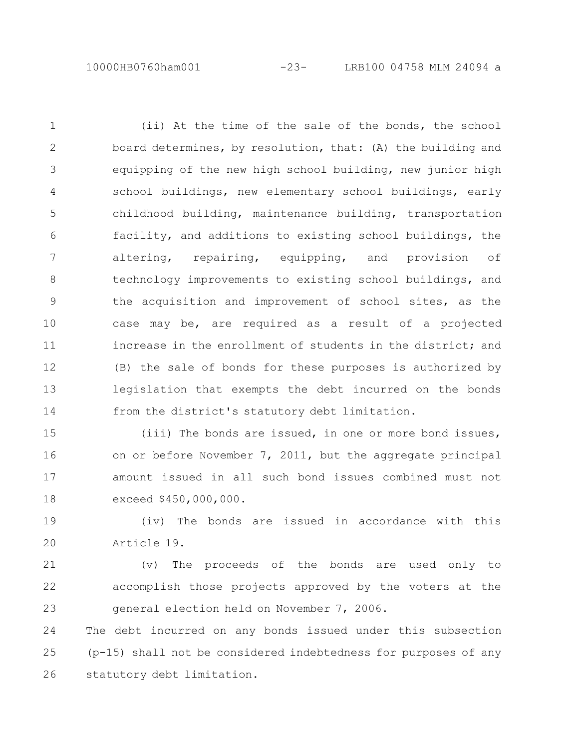(ii) At the time of the sale of the bonds, the school board determines, by resolution, that: (A) the building and equipping of the new high school building, new junior high school buildings, new elementary school buildings, early childhood building, maintenance building, transportation facility, and additions to existing school buildings, the altering, repairing, equipping, and provision of technology improvements to existing school buildings, and the acquisition and improvement of school sites, as the case may be, are required as a result of a projected increase in the enrollment of students in the district; and (B) the sale of bonds for these purposes is authorized by legislation that exempts the debt incurred on the bonds from the district's statutory debt limitation.

(iii) The bonds are issued, in one or more bond issues, on or before November 7, 2011, but the aggregate principal amount issued in all such bond issues combined must not exceed $450,000,000.

(iv) The bonds are issued in accordance with this Article 19.

(v) The proceeds of the bonds are used only to accomplish those projects approved by the voters at the general election held on November 7, 2006.

The debt incurred on any bonds issued under this subsection (p-15) shall not be considered indebtedness for purposes of any statutory debt limitation.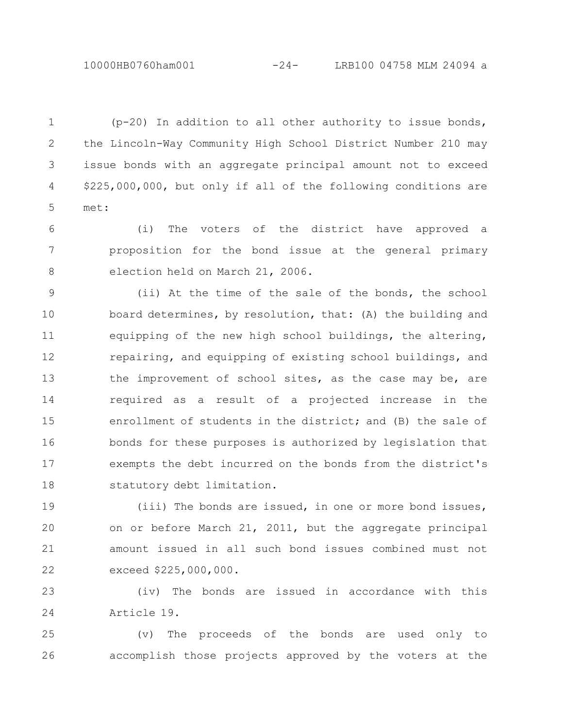(p-20) In addition to all other authority to issue bonds, the Lincoln-Way Community High School District Number 210 may issue bonds with an aggregate principal amount not to exceed $225,000,000, but only if all of the following conditions are met:

(i) The voters of the district have approved a proposition for the bond issue at the general primary election held on March 21, 2006.

(ii) At the time of the sale of the bonds, the school board determines, by resolution, that: (A) the building and equipping of the new high school buildings, the altering, repairing, and equipping of existing school buildings, and the improvement of school sites, as the case may be, are required as a result of a projected increase in the enrollment of students in the district; and (B) the sale of bonds for these purposes is authorized by legislation that exempts the debt incurred on the bonds from the district's statutory debt limitation.

(iii) The bonds are issued, in one or more bond issues, on or before March 21, 2011, but the aggregate principal amount issued in all such bond issues combined must not exceed $225,000,000.

(iv) The bonds are issued in accordance with this Article 19.

(v) The proceeds of the bonds are used only to accomplish those projects approved by the voters at the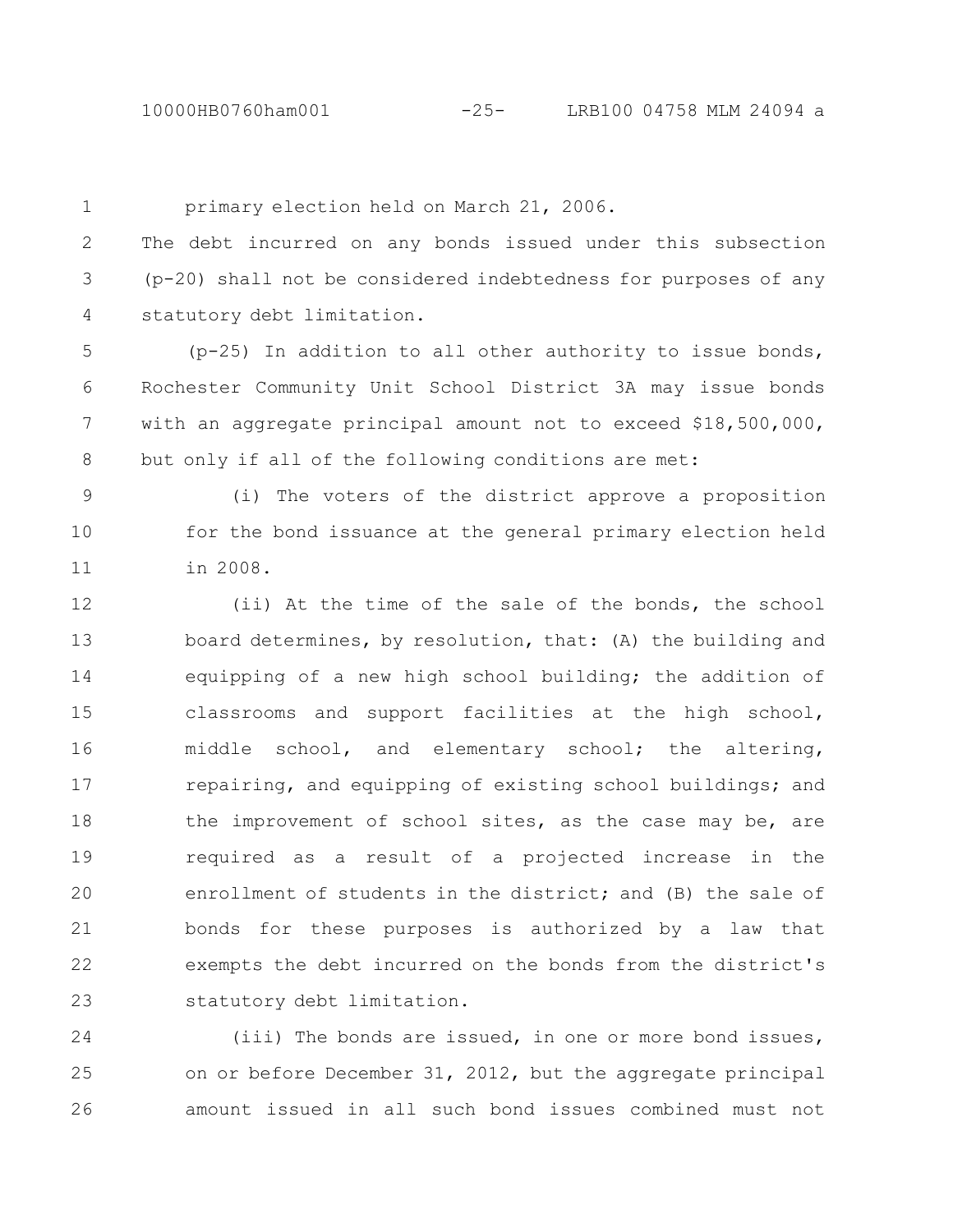primary election held on March 21, 2006.

The debt incurred on any bonds issued under this subsection (p-20) shall not be considered indebtedness for purposes of any statutory debt limitation.

(p-25) In addition to all other authority to issue bonds, Rochester Community Unit School District 3A may issue bonds with an aggregate principal amount not to exceed $18,500,000, but only if all of the following conditions are met:

(i) The voters of the district approve a proposition for the bond issuance at the general primary election held in 2008.

(ii) At the time of the sale of the bonds, the school board determines, by resolution, that: (A) the building and equipping of a new high school building; the addition of classrooms and support facilities at the high school, middle school, and elementary school; the altering, repairing, and equipping of existing school buildings; and the improvement of school sites, as the case may be, are required as a result of a projected increase in the enrollment of students in the district; and (B) the sale of bonds for these purposes is authorized by a law that exempts the debt incurred on the bonds from the district's statutory debt limitation.

(iii) The bonds are issued, in one or more bond issues, on or before December 31, 2012, but the aggregate principal amount issued in all such bond issues combined must not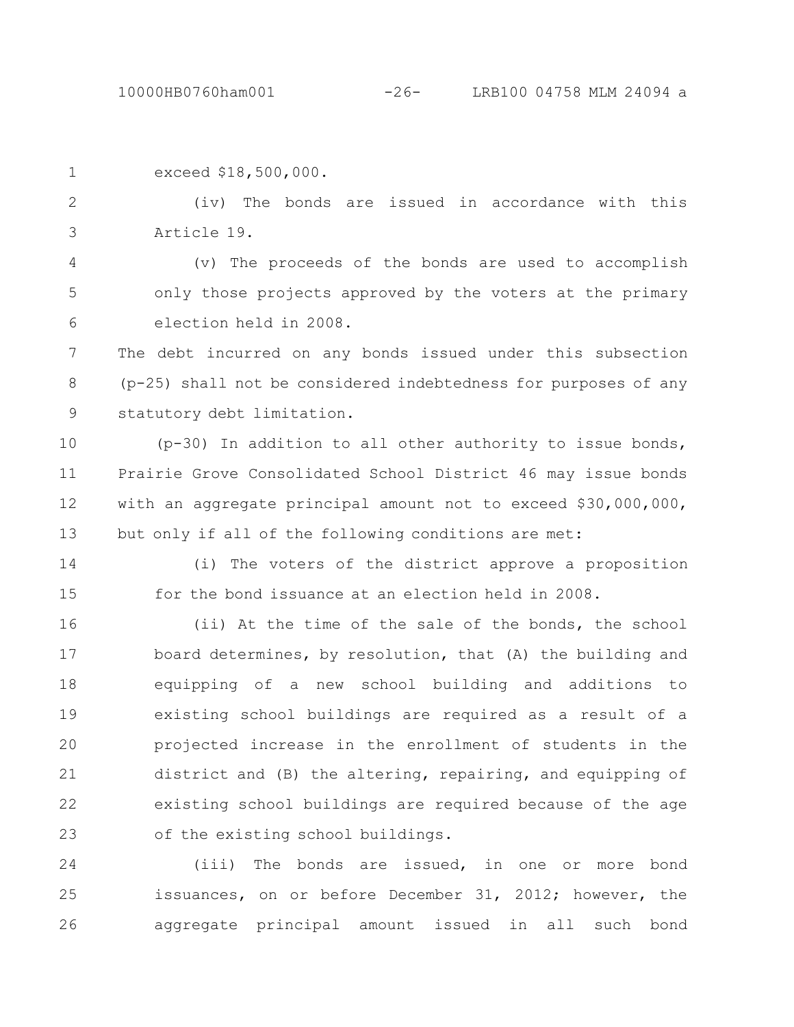exceed $18,500,000.

(iv) The bonds are issued in accordance with this Article 19.

(v) The proceeds of the bonds are used to accomplish only those projects approved by the voters at the primary election held in 2008.

The debt incurred on any bonds issued under this subsection (p-25) shall not be considered indebtedness for purposes of any statutory debt limitation.

(p-30) In addition to all other authority to issue bonds, Prairie Grove Consolidated School District 46 may issue bonds with an aggregate principal amount not to exceed $30,000,000, but only if all of the following conditions are met:

(i) The voters of the district approve a proposition for the bond issuance at an election held in 2008.

(ii) At the time of the sale of the bonds, the school board determines, by resolution, that (A) the building and equipping of a new school building and additions to existing school buildings are required as a result of a projected increase in the enrollment of students in the district and (B) the altering, repairing, and equipping of existing school buildings are required because of the age of the existing school buildings.

(iii) The bonds are issued, in one or more bond issuances, on or before December 31, 2012; however, the aggregate principal amount issued in all such bond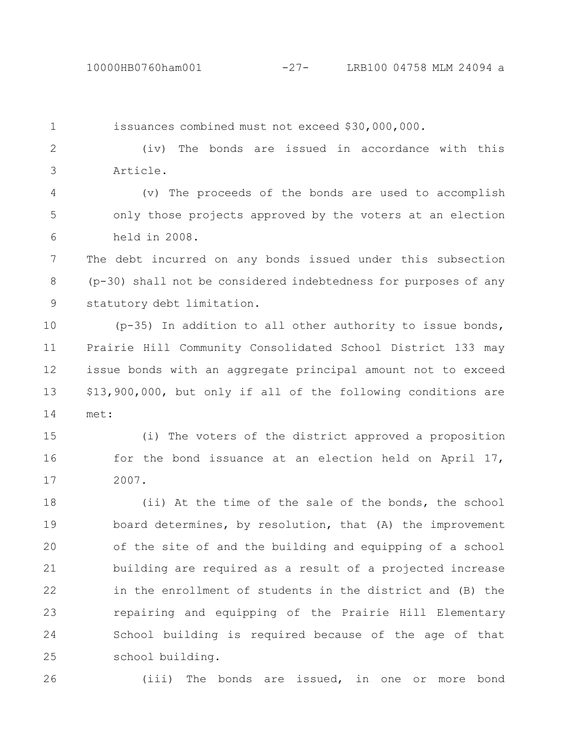issuances combined must not exceed $30,000,000.

(iv) The bonds are issued in accordance with this Article.

(v) The proceeds of the bonds are used to accomplish only those projects approved by the voters at an election held in 2008.

The debt incurred on any bonds issued under this subsection (p-30) shall not be considered indebtedness for purposes of any statutory debt limitation.

(p-35) In addition to all other authority to issue bonds, Prairie Hill Community Consolidated School District 133 may issue bonds with an aggregate principal amount not to exceed $13,900,000, but only if all of the following conditions are met:

(i) The voters of the district approved a proposition for the bond issuance at an election held on April 17, 2007.

(ii) At the time of the sale of the bonds, the school board determines, by resolution, that (A) the improvement of the site of and the building and equipping of a school building are required as a result of a projected increase in the enrollment of students in the district and (B) the repairing and equipping of the Prairie Hill Elementary School building is required because of the age of that school building.

(iii) The bonds are issued, in one or more bond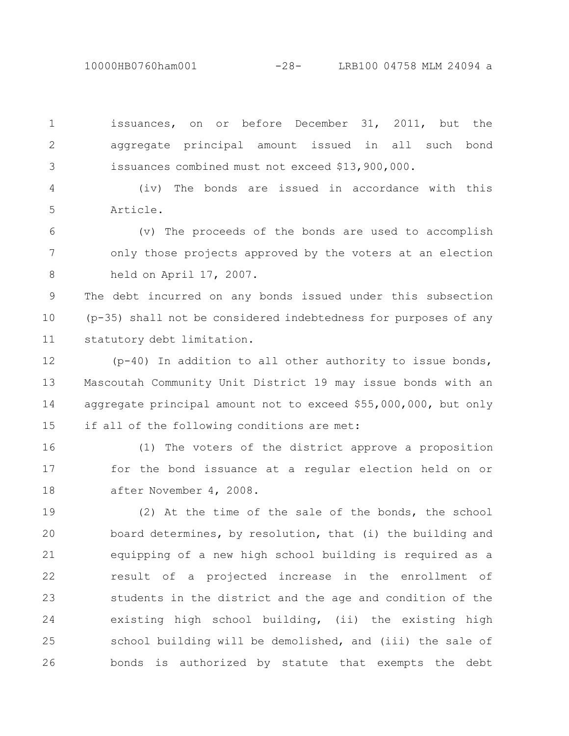issuances, on or before December 31, 2011, but the aggregate principal amount issued in all such bond issuances combined must not exceed $13,900,000.

(iv) The bonds are issued in accordance with this Article.

(v) The proceeds of the bonds are used to accomplish only those projects approved by the voters at an election held on April 17, 2007.

The debt incurred on any bonds issued under this subsection (p-35) shall not be considered indebtedness for purposes of any statutory debt limitation.

(p-40) In addition to all other authority to issue bonds, Mascoutah Community Unit District 19 may issue bonds with an aggregate principal amount not to exceed $55,000,000, but only if all of the following conditions are met:

(1) The voters of the district approve a proposition for the bond issuance at a regular election held on or after November 4, 2008.

(2) At the time of the sale of the bonds, the school board determines, by resolution, that (i) the building and equipping of a new high school building is required as a result of a projected increase in the enrollment of students in the district and the age and condition of the existing high school building, (ii) the existing high school building will be demolished, and (iii) the sale of bonds is authorized by statute that exempts the debt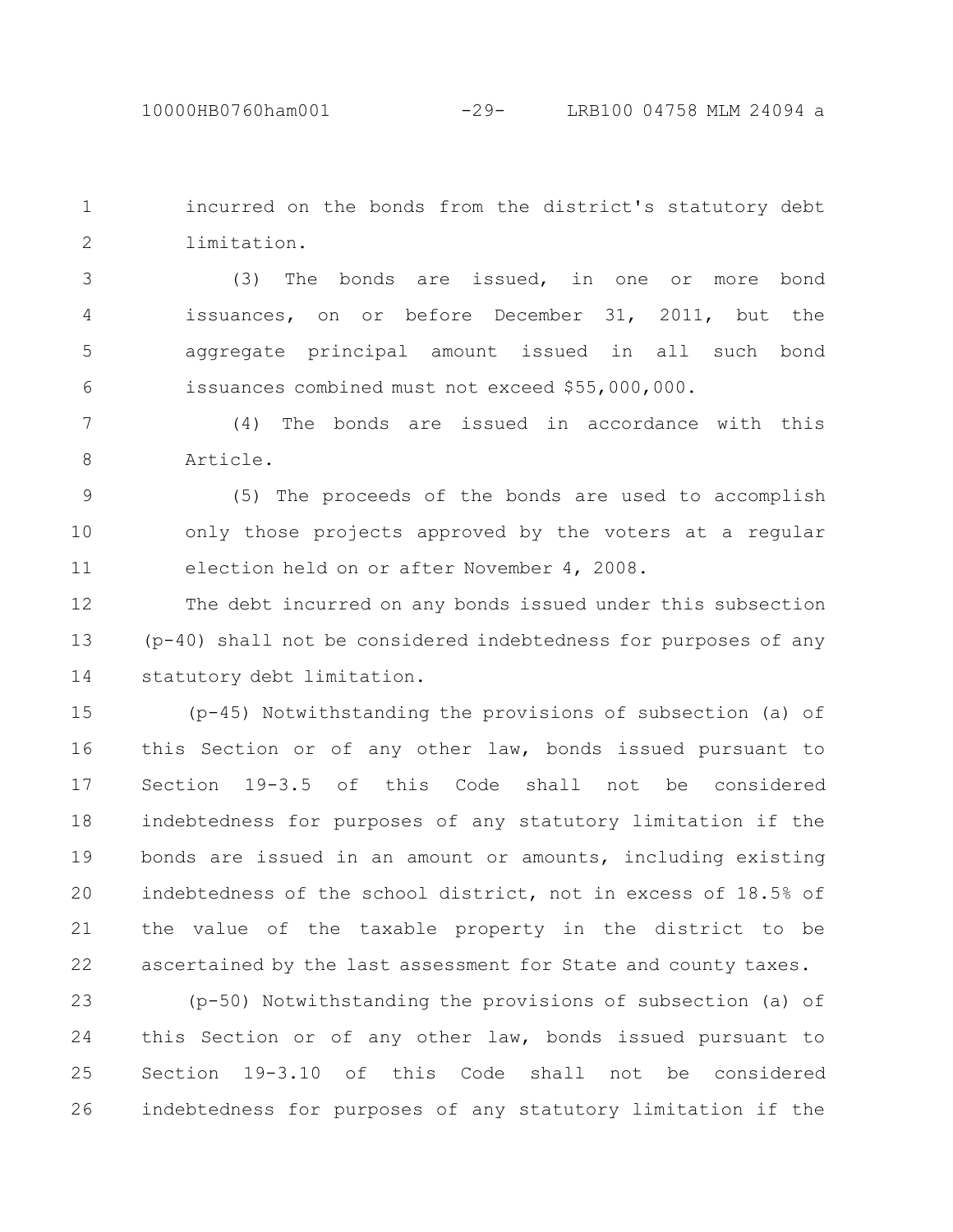incurred on the bonds from the district's statutory debt limitation.

(3) The bonds are issued, in one or more bond issuances, on or before December 31, 2011, but the aggregate principal amount issued in all such bond issuances combined must not exceed $55,000,000.

(4) The bonds are issued in accordance with this Article.

(5) The proceeds of the bonds are used to accomplish only those projects approved by the voters at a regular election held on or after November 4, 2008.

The debt incurred on any bonds issued under this subsection (p-40) shall not be considered indebtedness for purposes of any statutory debt limitation.

(p-45) Notwithstanding the provisions of subsection (a) of this Section or of any other law, bonds issued pursuant to Section 19-3.5 of this Code shall not be considered indebtedness for purposes of any statutory limitation if the bonds are issued in an amount or amounts, including existing indebtedness of the school district, not in excess of 18.5% of the value of the taxable property in the district to be ascertained by the last assessment for State and county taxes.

(p-50) Notwithstanding the provisions of subsection (a) of this Section or of any other law, bonds issued pursuant to Section 19-3.10 of this Code shall not be considered indebtedness for purposes of any statutory limitation if the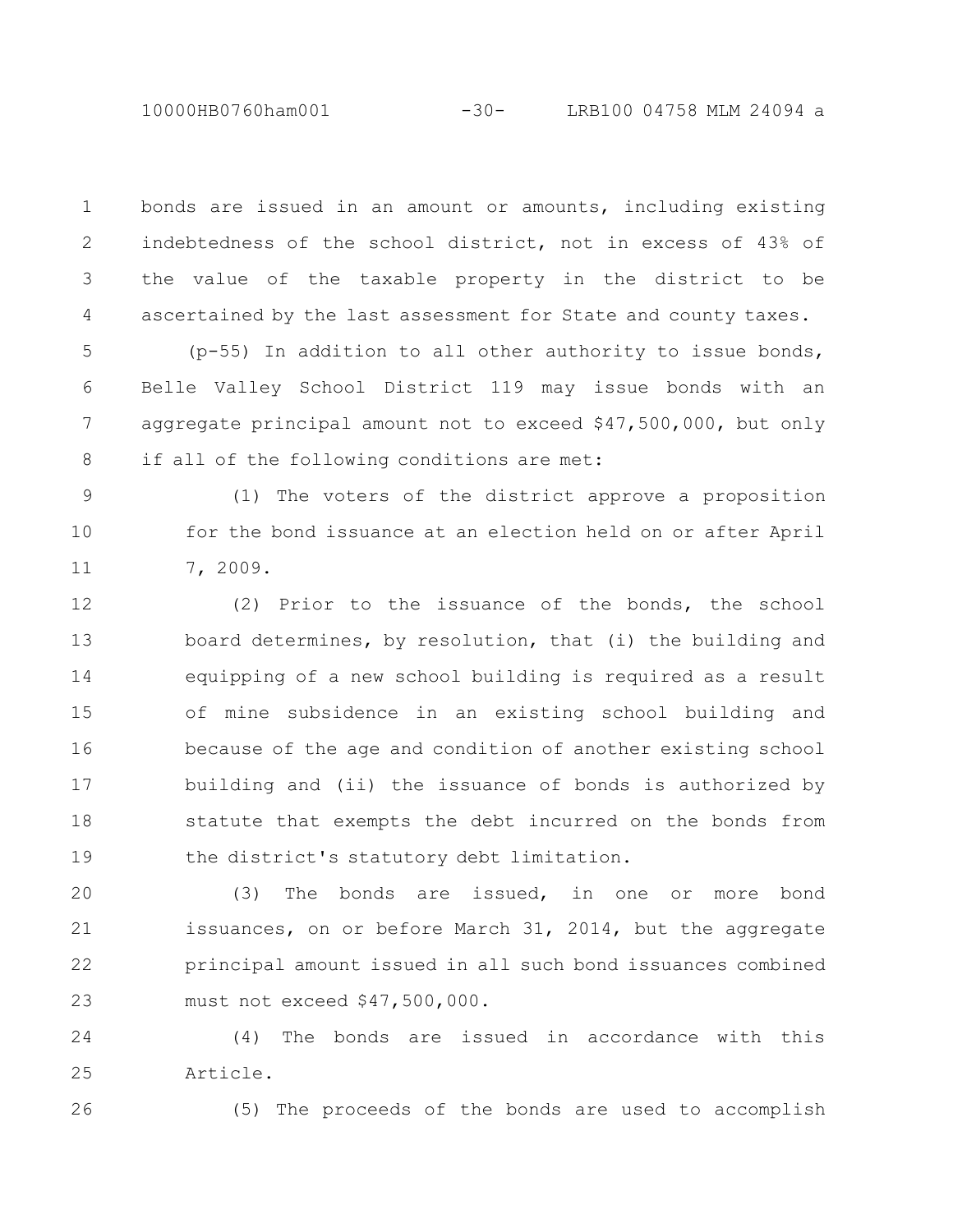bonds are issued in an amount or amounts, including existing indebtedness of the school district, not in excess of 43% of the value of the taxable property in the district to be ascertained by the last assessment for State and county taxes.

(p-55) In addition to all other authority to issue bonds, Belle Valley School District 119 may issue bonds with an aggregate principal amount not to exceed $47,500,000, but only if all of the following conditions are met:

(1) The voters of the district approve a proposition for the bond issuance at an election held on or after April 7, 2009.

(2) Prior to the issuance of the bonds, the school board determines, by resolution, that (i) the building and equipping of a new school building is required as a result of mine subsidence in an existing school building and because of the age and condition of another existing school building and (ii) the issuance of bonds is authorized by statute that exempts the debt incurred on the bonds from the district's statutory debt limitation.

(3) The bonds are issued, in one or more bond issuances, on or before March 31, 2014, but the aggregate principal amount issued in all such bond issuances combined must not exceed $47,500,000.

(4) The bonds are issued in accordance with this Article.

(5) The proceeds of the bonds are used to accomplish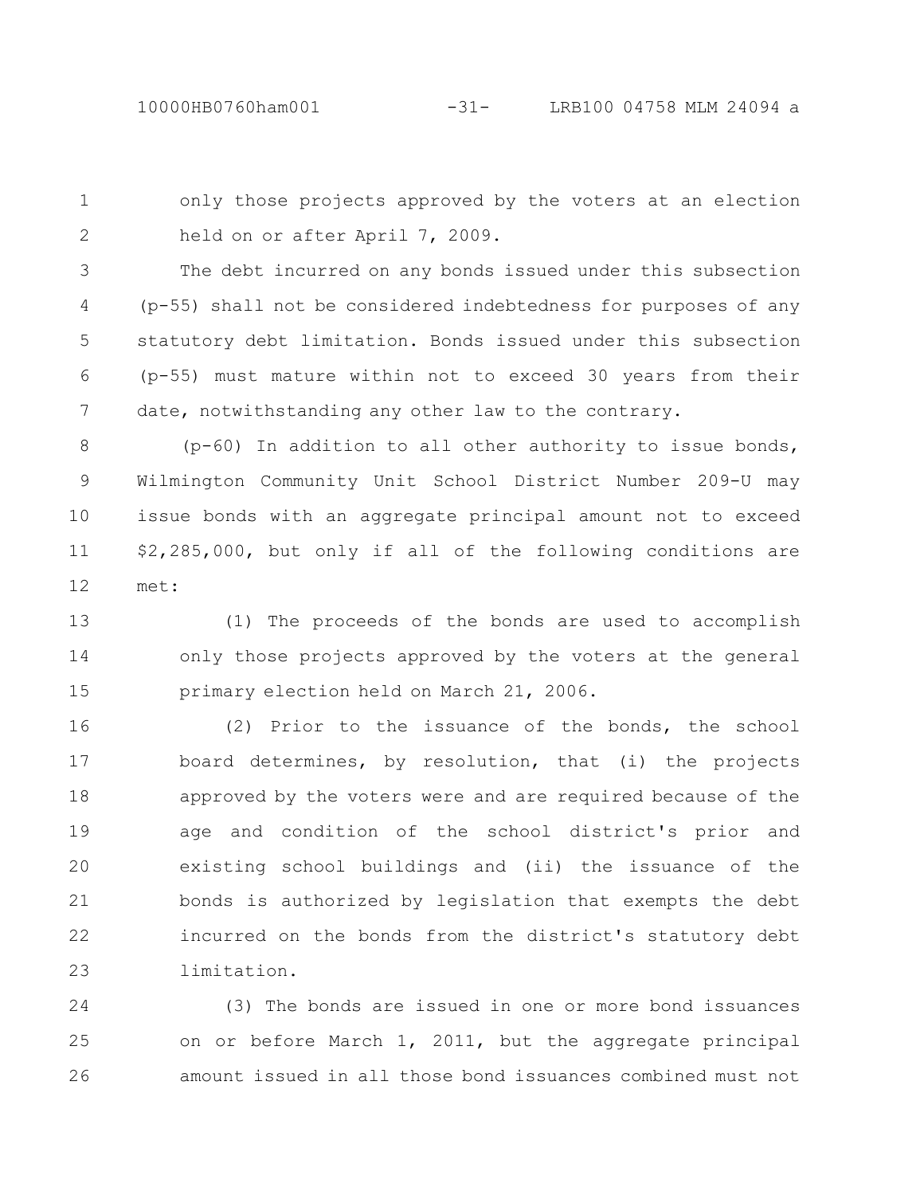only those projects approved by the voters at an election held on or after April 7, 2009.

The debt incurred on any bonds issued under this subsection (p-55) shall not be considered indebtedness for purposes of any statutory debt limitation. Bonds issued under this subsection (p-55) must mature within not to exceed 30 years from their date, notwithstanding any other law to the contrary.

(p-60) In addition to all other authority to issue bonds, Wilmington Community Unit School District Number 209-U may issue bonds with an aggregate principal amount not to exceed $2,285,000, but only if all of the following conditions are met:

(1) The proceeds of the bonds are used to accomplish only those projects approved by the voters at the general primary election held on March 21, 2006.

(2) Prior to the issuance of the bonds, the school board determines, by resolution, that (i) the projects approved by the voters were and are required because of the age and condition of the school district's prior and existing school buildings and (ii) the issuance of the bonds is authorized by legislation that exempts the debt incurred on the bonds from the district's statutory debt limitation.

(3) The bonds are issued in one or more bond issuances on or before March 1, 2011, but the aggregate principal amount issued in all those bond issuances combined must not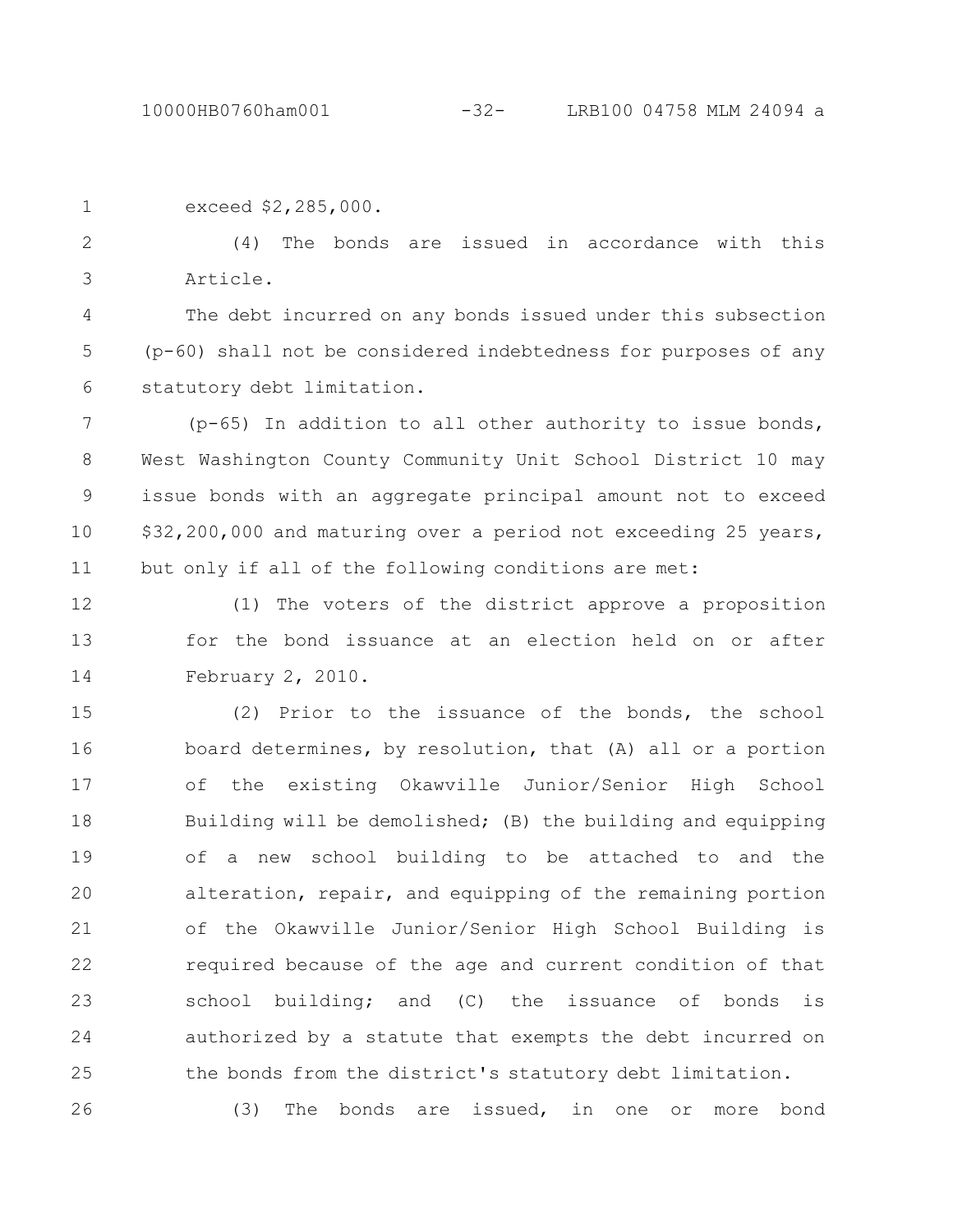exceed $2,285,000.

(4) The bonds are issued in accordance with this Article.

The debt incurred on any bonds issued under this subsection (p-60) shall not be considered indebtedness for purposes of any statutory debt limitation.

(p-65) In addition to all other authority to issue bonds, West Washington County Community Unit School District 10 may issue bonds with an aggregate principal amount not to exceed $32,200,000 and maturing over a period not exceeding 25 years, but only if all of the following conditions are met:

(1) The voters of the district approve a proposition for the bond issuance at an election held on or after February 2, 2010.

(2) Prior to the issuance of the bonds, the school board determines, by resolution, that (A) all or a portion of the existing Okawville Junior/Senior High School Building will be demolished; (B) the building and equipping of a new school building to be attached to and the alteration, repair, and equipping of the remaining portion of the Okawville Junior/Senior High School Building is required because of the age and current condition of that school building; and (C) the issuance of bonds is authorized by a statute that exempts the debt incurred on the bonds from the district's statutory debt limitation.

(3) The bonds are issued, in one or more bond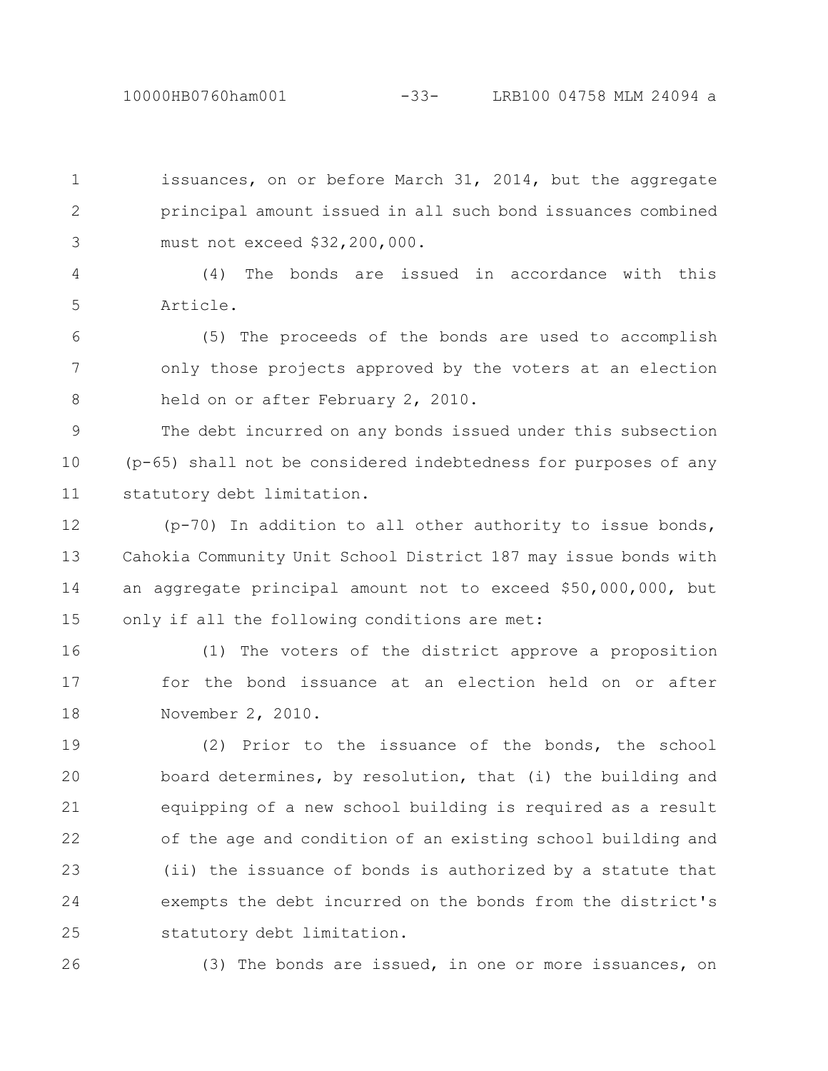issuances, on or before March 31, 2014, but the aggregate principal amount issued in all such bond issuances combined must not exceed $32,200,000.

(4) The bonds are issued in accordance with this Article.

(5) The proceeds of the bonds are used to accomplish only those projects approved by the voters at an election held on or after February 2, 2010.

The debt incurred on any bonds issued under this subsection (p-65) shall not be considered indebtedness for purposes of any statutory debt limitation.

(p-70) In addition to all other authority to issue bonds, Cahokia Community Unit School District 187 may issue bonds with an aggregate principal amount not to exceed $50,000,000, but only if all the following conditions are met:

(1) The voters of the district approve a proposition for the bond issuance at an election held on or after November 2, 2010.

(2) Prior to the issuance of the bonds, the school board determines, by resolution, that (i) the building and equipping of a new school building is required as a result of the age and condition of an existing school building and (ii) the issuance of bonds is authorized by a statute that exempts the debt incurred on the bonds from the district's statutory debt limitation.

(3) The bonds are issued, in one or more issuances, on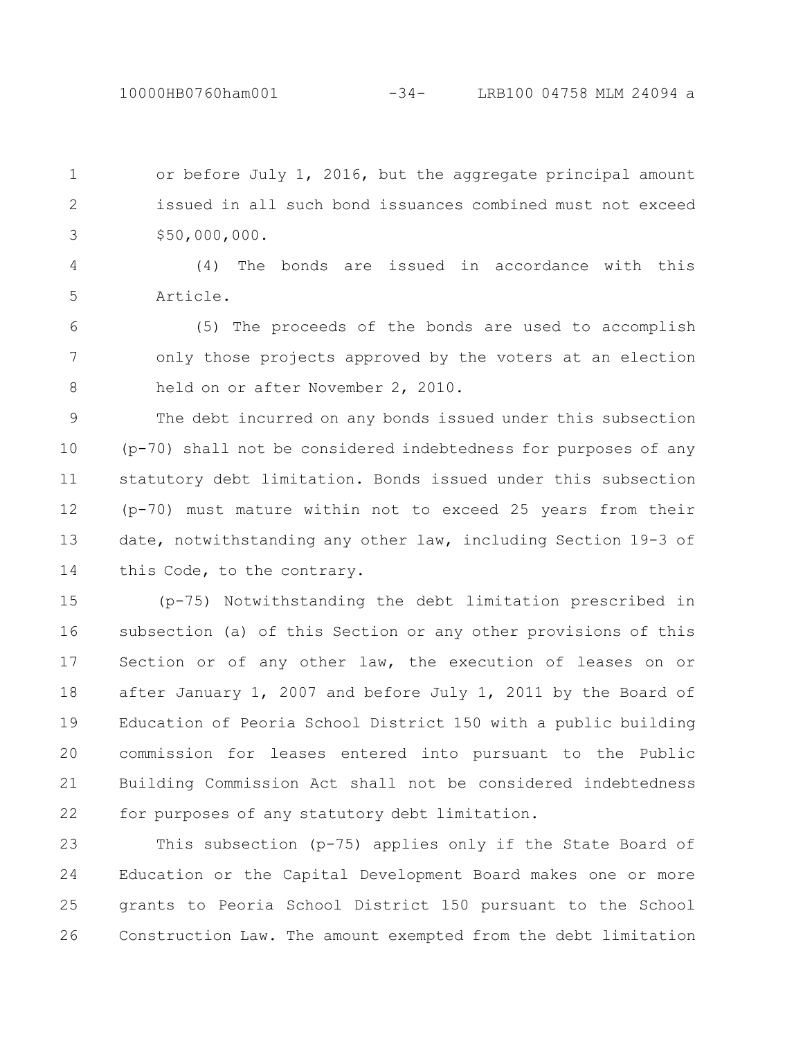or before July 1, 2016, but the aggregate principal amount issued in all such bond issuances combined must not exceed $50,000,000.

(4) The bonds are issued in accordance with this Article.

(5) The proceeds of the bonds are used to accomplish only those projects approved by the voters at an election held on or after November 2, 2010.

The debt incurred on any bonds issued under this subsection (p-70) shall not be considered indebtedness for purposes of any statutory debt limitation. Bonds issued under this subsection (p-70) must mature within not to exceed 25 years from their date, notwithstanding any other law, including Section 19-3 of this Code, to the contrary.

(p-75) Notwithstanding the debt limitation prescribed in subsection (a) of this Section or any other provisions of this Section or of any other law, the execution of leases on or after January 1, 2007 and before July 1, 2011 by the Board of Education of Peoria School District 150 with a public building commission for leases entered into pursuant to the Public Building Commission Act shall not be considered indebtedness for purposes of any statutory debt limitation.

This subsection (p-75) applies only if the State Board of Education or the Capital Development Board makes one or more grants to Peoria School District 150 pursuant to the School Construction Law. The amount exempted from the debt limitation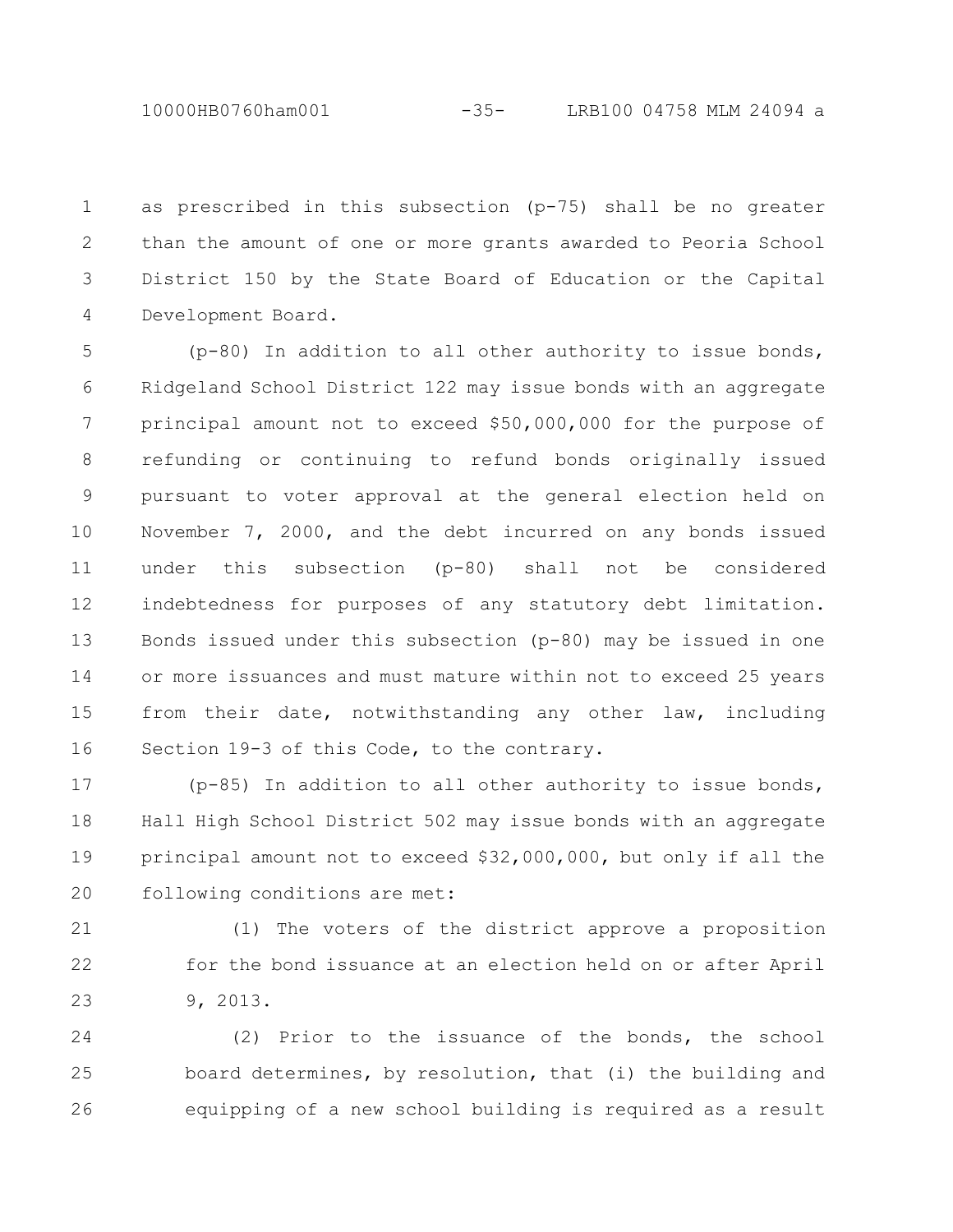as prescribed in this subsection (p-75) shall be no greater than the amount of one or more grants awarded to Peoria School District 150 by the State Board of Education or the Capital Development Board.

(p-80) In addition to all other authority to issue bonds, Ridgeland School District 122 may issue bonds with an aggregate principal amount not to exceed $50,000,000 for the purpose of refunding or continuing to refund bonds originally issued pursuant to voter approval at the general election held on November 7, 2000, and the debt incurred on any bonds issued under this subsection (p-80) shall not be considered indebtedness for purposes of any statutory debt limitation. Bonds issued under this subsection (p-80) may be issued in one or more issuances and must mature within not to exceed 25 years from their date, notwithstanding any other law, including Section 19-3 of this Code, to the contrary.

(p-85) In addition to all other authority to issue bonds, Hall High School District 502 may issue bonds with an aggregate principal amount not to exceed $32,000,000, but only if all the following conditions are met:

(1) The voters of the district approve a proposition for the bond issuance at an election held on or after April 9, 2013.

(2) Prior to the issuance of the bonds, the school board determines, by resolution, that (i) the building and equipping of a new school building is required as a result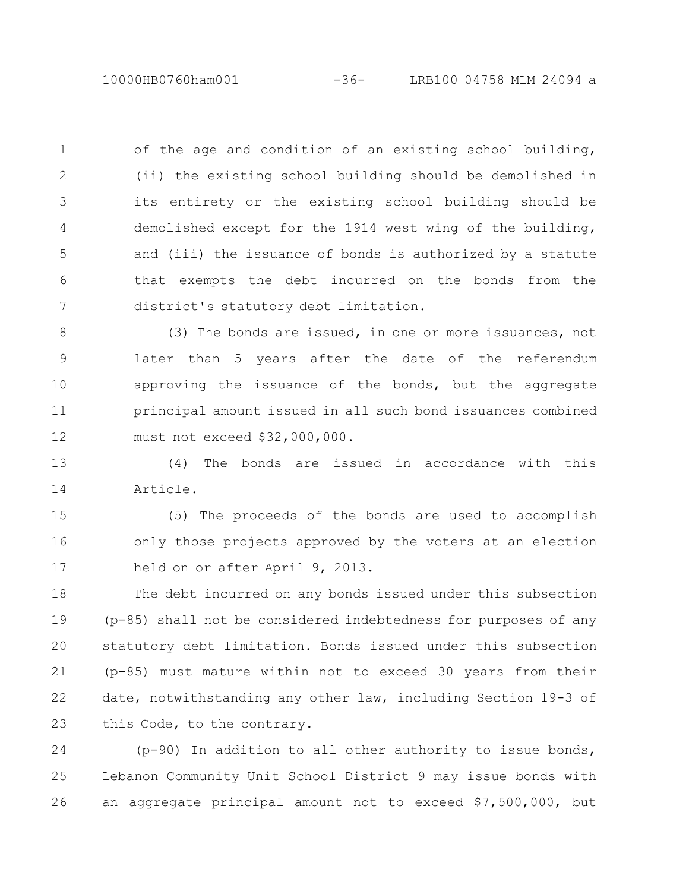of the age and condition of an existing school building, (ii) the existing school building should be demolished in its entirety or the existing school building should be demolished except for the 1914 west wing of the building, and (iii) the issuance of bonds is authorized by a statute that exempts the debt incurred on the bonds from the district's statutory debt limitation.

(3) The bonds are issued, in one or more issuances, not later than 5 years after the date of the referendum approving the issuance of the bonds, but the aggregate principal amount issued in all such bond issuances combined must not exceed $32,000,000.

(4) The bonds are issued in accordance with this Article.

(5) The proceeds of the bonds are used to accomplish only those projects approved by the voters at an election held on or after April 9, 2013.

The debt incurred on any bonds issued under this subsection (p-85) shall not be considered indebtedness for purposes of any statutory debt limitation. Bonds issued under this subsection (p-85) must mature within not to exceed 30 years from their date, notwithstanding any other law, including Section 19-3 of this Code, to the contrary.

(p-90) In addition to all other authority to issue bonds, Lebanon Community Unit School District 9 may issue bonds with an aggregate principal amount not to exceed $7,500,000, but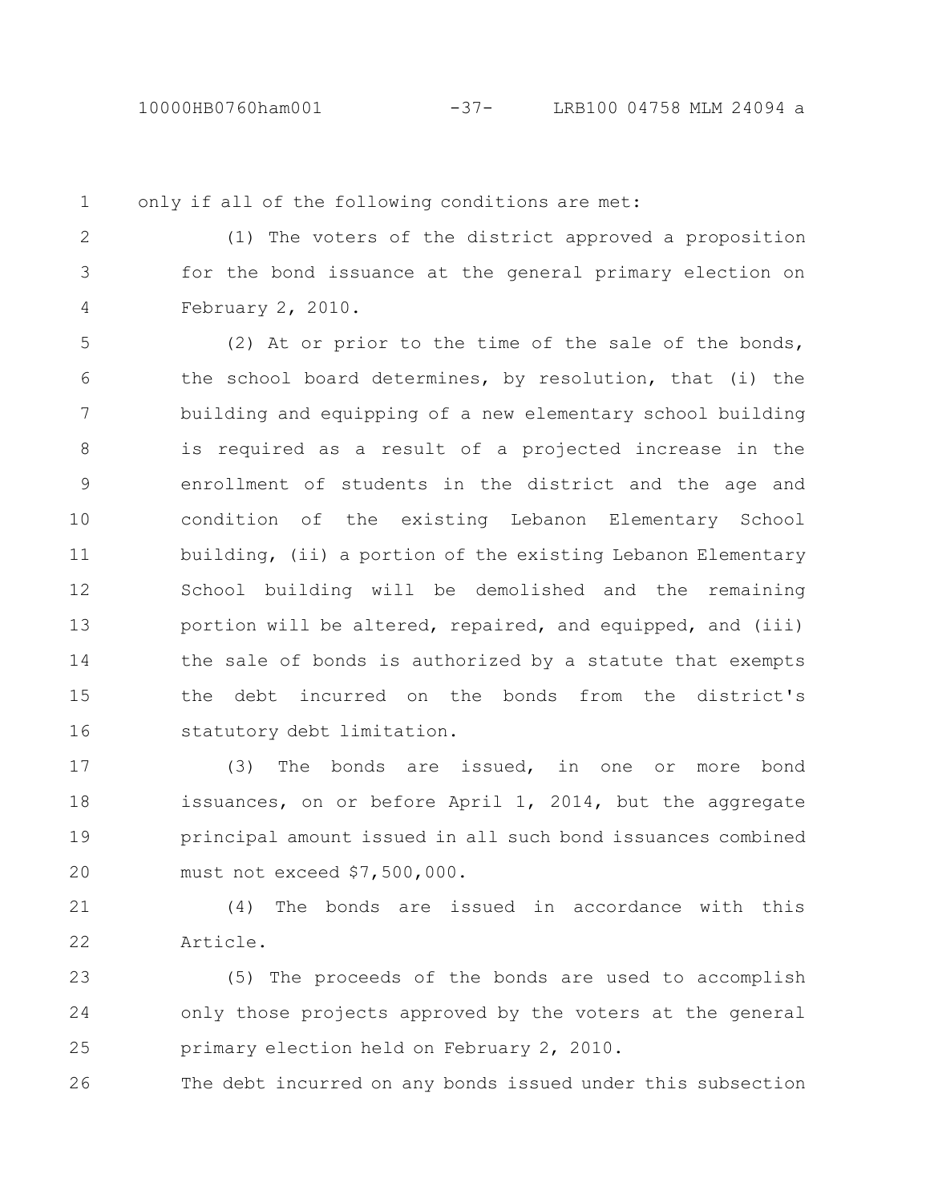only if all of the following conditions are met:

(1) The voters of the district approved a proposition for the bond issuance at the general primary election on February 2, 2010.

(2) At or prior to the time of the sale of the bonds, the school board determines, by resolution, that (i) the building and equipping of a new elementary school building is required as a result of a projected increase in the enrollment of students in the district and the age and condition of the existing Lebanon Elementary School building, (ii) a portion of the existing Lebanon Elementary School building will be demolished and the remaining portion will be altered, repaired, and equipped, and (iii) the sale of bonds is authorized by a statute that exempts the debt incurred on the bonds from the district's statutory debt limitation.

(3) The bonds are issued, in one or more bond issuances, on or before April 1, 2014, but the aggregate principal amount issued in all such bond issuances combined must not exceed $7,500,000.

(4) The bonds are issued in accordance with this Article.

(5) The proceeds of the bonds are used to accomplish only those projects approved by the voters at the general primary election held on February 2, 2010.

The debt incurred on any bonds issued under this subsection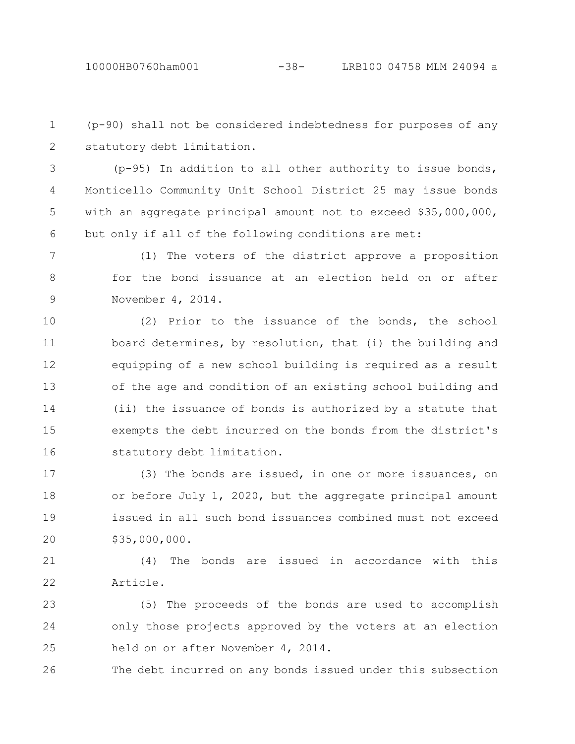(p-90) shall not be considered indebtedness for purposes of any statutory debt limitation.

(p-95) In addition to all other authority to issue bonds, Monticello Community Unit School District 25 may issue bonds with an aggregate principal amount not to exceed $35,000,000, but only if all of the following conditions are met:

(1) The voters of the district approve a proposition for the bond issuance at an election held on or after November 4, 2014.

(2) Prior to the issuance of the bonds, the school board determines, by resolution, that (i) the building and equipping of a new school building is required as a result of the age and condition of an existing school building and (ii) the issuance of bonds is authorized by a statute that exempts the debt incurred on the bonds from the district's statutory debt limitation.

(3) The bonds are issued, in one or more issuances, on or before July 1, 2020, but the aggregate principal amount issued in all such bond issuances combined must not exceed $35,000,000.

(4) The bonds are issued in accordance with this Article.

(5) The proceeds of the bonds are used to accomplish only those projects approved by the voters at an election held on or after November 4, 2014.

The debt incurred on any bonds issued under this subsection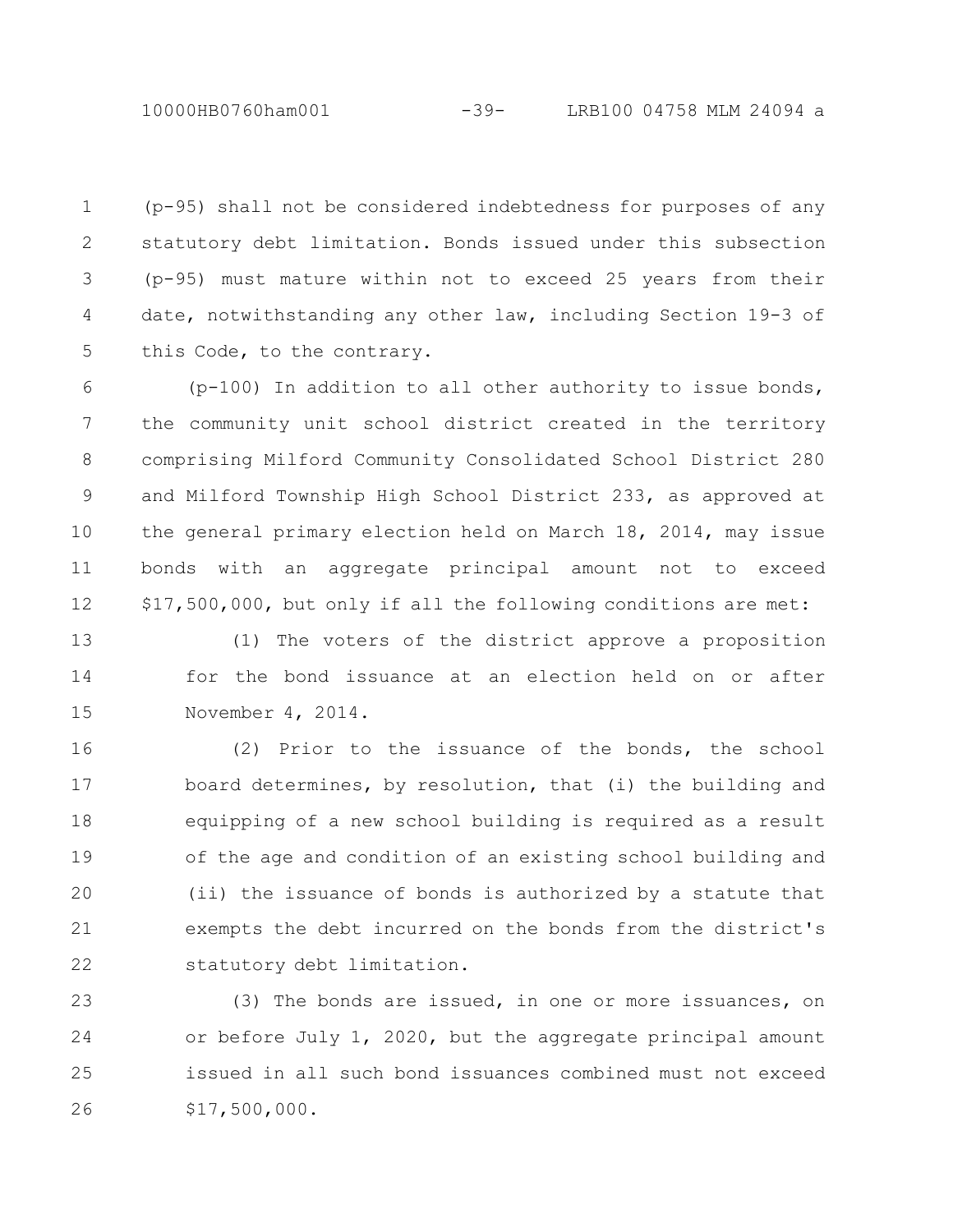(p-95) shall not be considered indebtedness for purposes of any statutory debt limitation. Bonds issued under this subsection (p-95) must mature within not to exceed 25 years from their date, notwithstanding any other law, including Section 19-3 of this Code, to the contrary.

(p-100) In addition to all other authority to issue bonds, the community unit school district created in the territory comprising Milford Community Consolidated School District 280 and Milford Township High School District 233, as approved at the general primary election held on March 18, 2014, may issue bonds with an aggregate principal amount not to exceed $17,500,000, but only if all the following conditions are met:

(1) The voters of the district approve a proposition for the bond issuance at an election held on or after November 4, 2014.

(2) Prior to the issuance of the bonds, the school board determines, by resolution, that (i) the building and equipping of a new school building is required as a result of the age and condition of an existing school building and (ii) the issuance of bonds is authorized by a statute that exempts the debt incurred on the bonds from the district's statutory debt limitation.

(3) The bonds are issued, in one or more issuances, on or before July 1, 2020, but the aggregate principal amount issued in all such bond issuances combined must not exceed $17,500,000.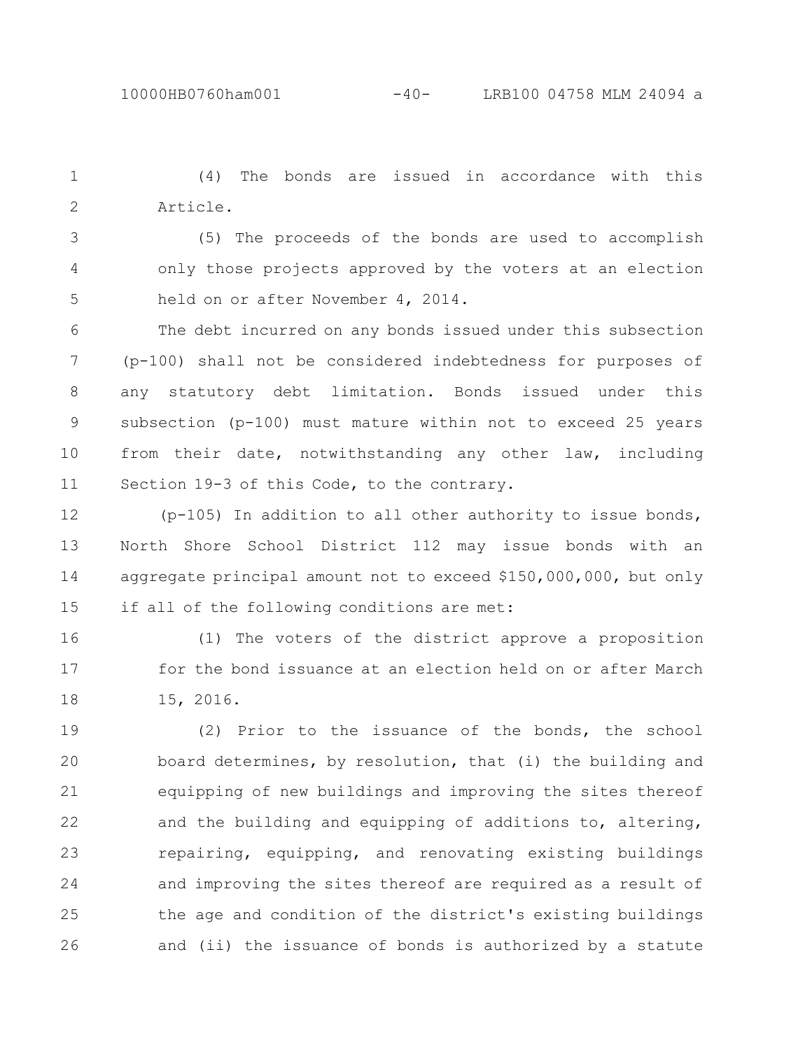(4) The bonds are issued in accordance with this Article.

(5) The proceeds of the bonds are used to accomplish only those projects approved by the voters at an election held on or after November 4, 2014.

The debt incurred on any bonds issued under this subsection (p-100) shall not be considered indebtedness for purposes of any statutory debt limitation. Bonds issued under this subsection (p-100) must mature within not to exceed 25 years from their date, notwithstanding any other law, including Section 19-3 of this Code, to the contrary.

(p-105) In addition to all other authority to issue bonds, North Shore School District 112 may issue bonds with an aggregate principal amount not to exceed $150,000,000, but only if all of the following conditions are met:

(1) The voters of the district approve a proposition for the bond issuance at an election held on or after March 15, 2016.

(2) Prior to the issuance of the bonds, the school board determines, by resolution, that (i) the building and equipping of new buildings and improving the sites thereof and the building and equipping of additions to, altering, repairing, equipping, and renovating existing buildings and improving the sites thereof are required as a result of the age and condition of the district's existing buildings and (ii) the issuance of bonds is authorized by a statute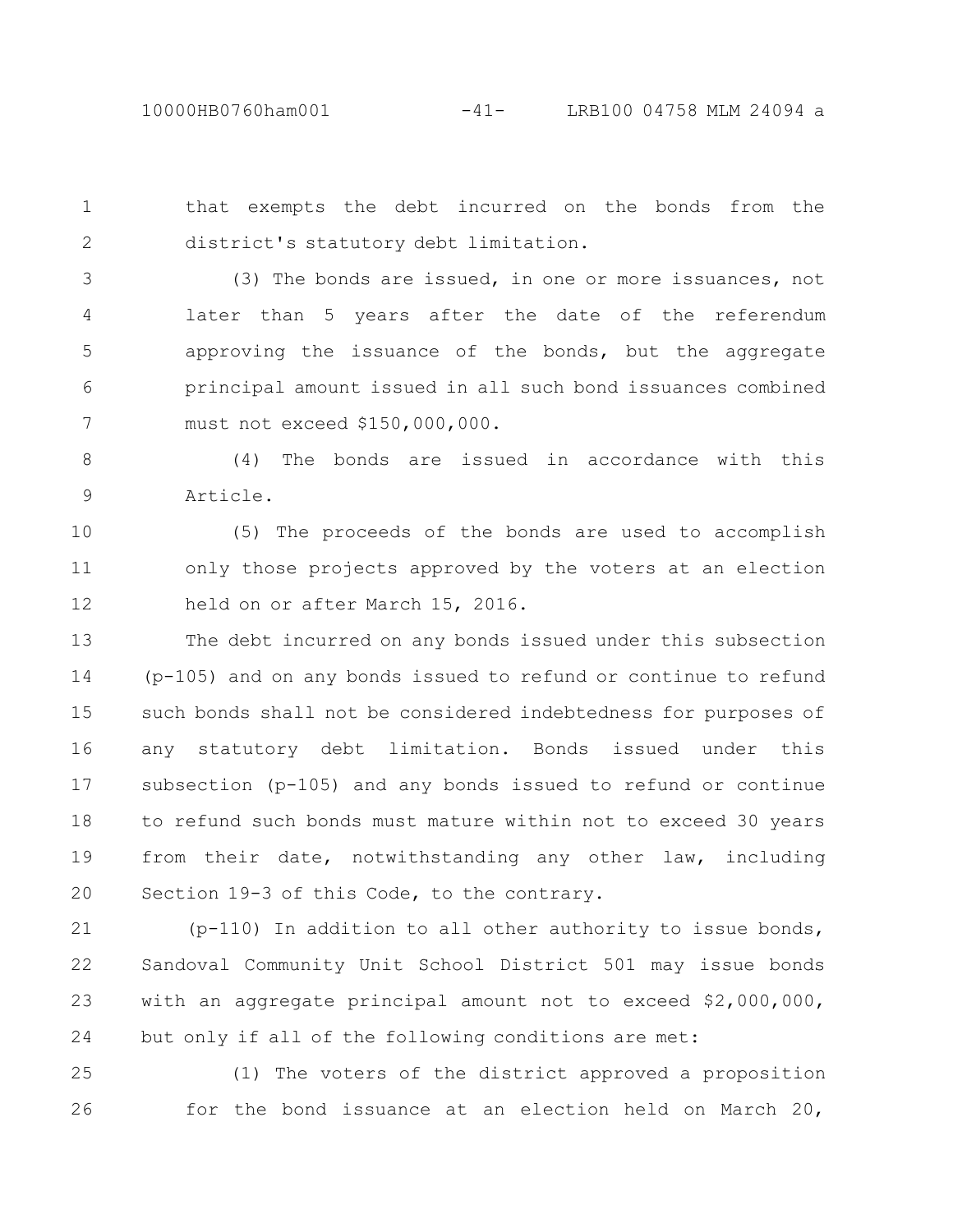that exempts the debt incurred on the bonds from the district's statutory debt limitation.

(3) The bonds are issued, in one or more issuances, not later than 5 years after the date of the referendum approving the issuance of the bonds, but the aggregate principal amount issued in all such bond issuances combined must not exceed $150,000,000.

(4) The bonds are issued in accordance with this Article.

(5) The proceeds of the bonds are used to accomplish only those projects approved by the voters at an election held on or after March 15, 2016.

The debt incurred on any bonds issued under this subsection (p-105) and on any bonds issued to refund or continue to refund such bonds shall not be considered indebtedness for purposes of any statutory debt limitation. Bonds issued under this subsection (p-105) and any bonds issued to refund or continue to refund such bonds must mature within not to exceed 30 years from their date, notwithstanding any other law, including Section 19-3 of this Code, to the contrary.

(p-110) In addition to all other authority to issue bonds, Sandoval Community Unit School District 501 may issue bonds with an aggregate principal amount not to exceed $2,000,000, but only if all of the following conditions are met:

(1) The voters of the district approved a proposition for the bond issuance at an election held on March 20,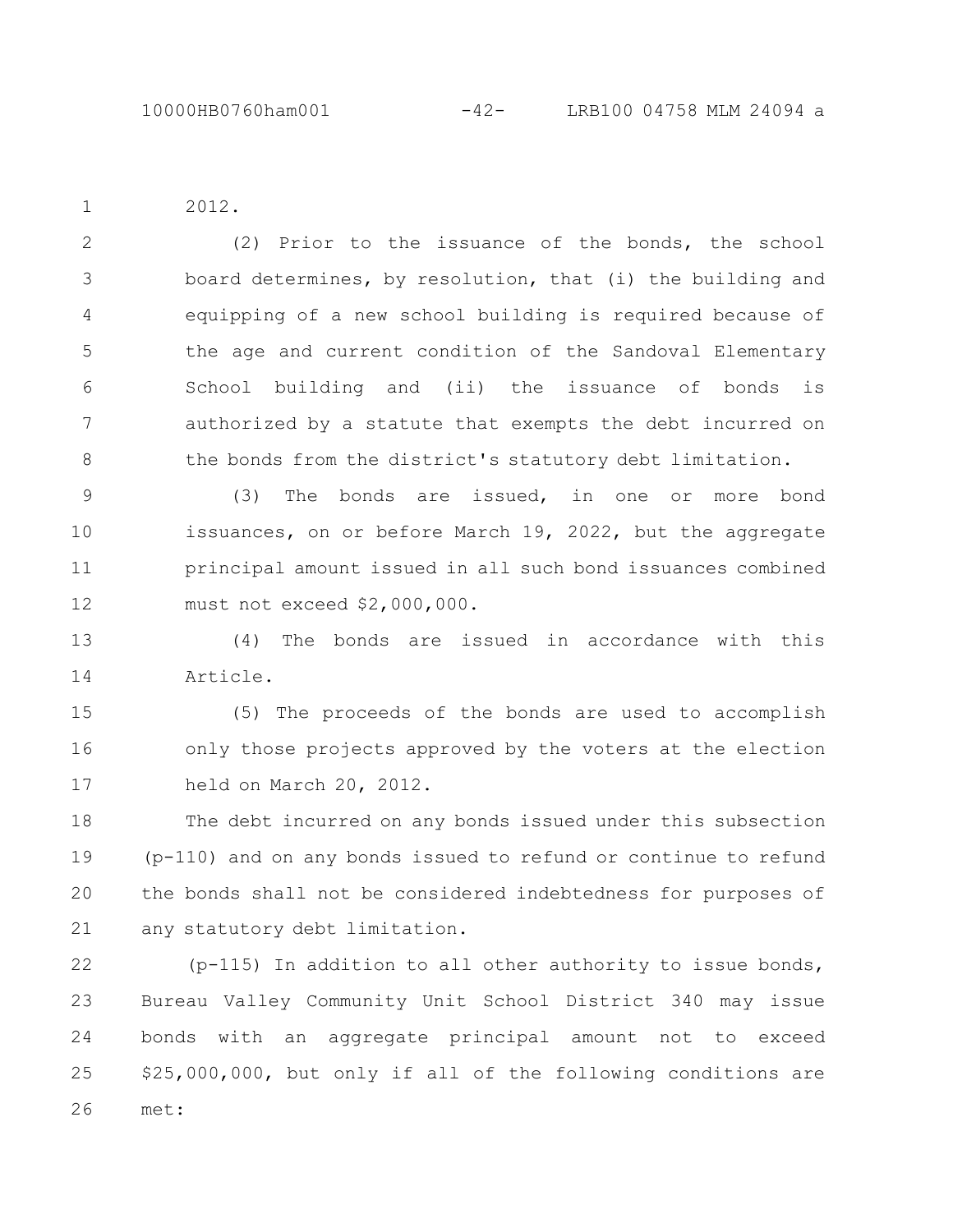2012.

(2) Prior to the issuance of the bonds, the school board determines, by resolution, that (i) the building and equipping of a new school building is required because of the age and current condition of the Sandoval Elementary School building and (ii) the issuance of bonds is authorized by a statute that exempts the debt incurred on the bonds from the district's statutory debt limitation.

(3) The bonds are issued, in one or more bond issuances, on or before March 19, 2022, but the aggregate principal amount issued in all such bond issuances combined must not exceed $2,000,000.

(4) The bonds are issued in accordance with this Article.

(5) The proceeds of the bonds are used to accomplish only those projects approved by the voters at the election held on March 20, 2012.

The debt incurred on any bonds issued under this subsection (p-110) and on any bonds issued to refund or continue to refund the bonds shall not be considered indebtedness for purposes of any statutory debt limitation.

(p-115) In addition to all other authority to issue bonds, Bureau Valley Community Unit School District 340 may issue bonds with an aggregate principal amount not to exceed $25,000,000, but only if all of the following conditions are met: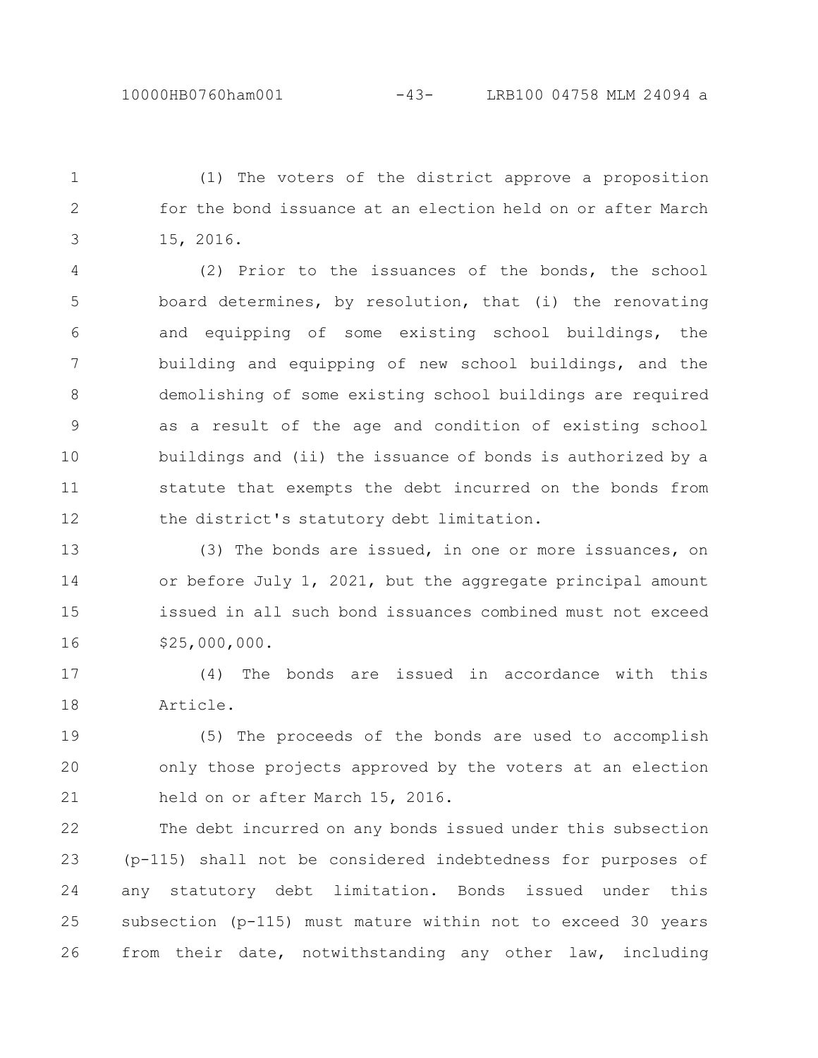(1) The voters of the district approve a proposition for the bond issuance at an election held on or after March 15, 2016.

(2) Prior to the issuances of the bonds, the school board determines, by resolution, that (i) the renovating and equipping of some existing school buildings, the building and equipping of new school buildings, and the demolishing of some existing school buildings are required as a result of the age and condition of existing school buildings and (ii) the issuance of bonds is authorized by a statute that exempts the debt incurred on the bonds from the district's statutory debt limitation.

(3) The bonds are issued, in one or more issuances, on or before July 1, 2021, but the aggregate principal amount issued in all such bond issuances combined must not exceed $25,000,000.

(4) The bonds are issued in accordance with this Article.

(5) The proceeds of the bonds are used to accomplish only those projects approved by the voters at an election held on or after March 15, 2016.

The debt incurred on any bonds issued under this subsection (p-115) shall not be considered indebtedness for purposes of any statutory debt limitation. Bonds issued under this subsection (p-115) must mature within not to exceed 30 years from their date, notwithstanding any other law, including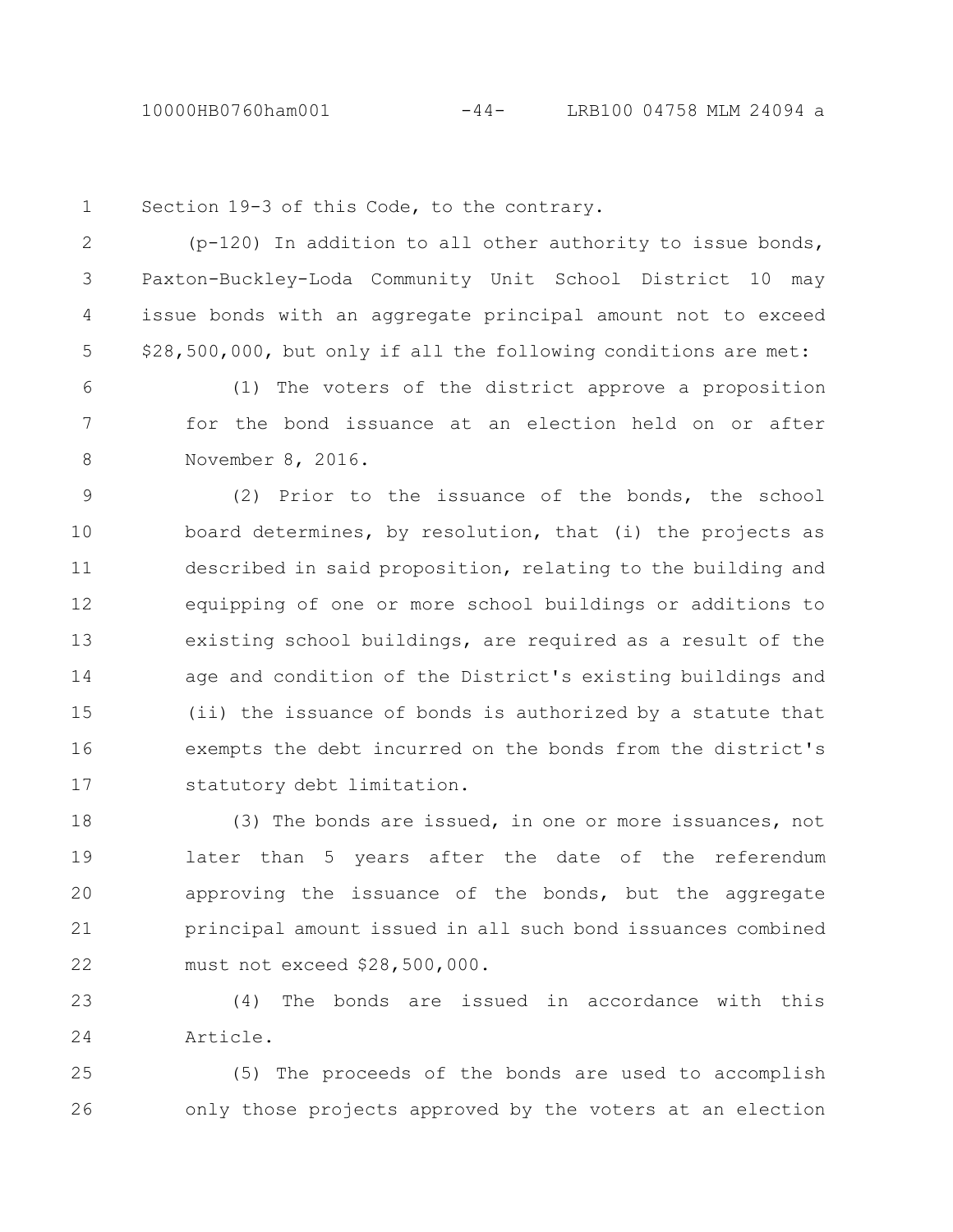Section 19-3 of this Code, to the contrary.

(p-120) In addition to all other authority to issue bonds, Paxton-Buckley-Loda Community Unit School District 10 may issue bonds with an aggregate principal amount not to exceed $28,500,000, but only if all the following conditions are met:

(1) The voters of the district approve a proposition for the bond issuance at an election held on or after November 8, 2016.

(2) Prior to the issuance of the bonds, the school board determines, by resolution, that (i) the projects as described in said proposition, relating to the building and equipping of one or more school buildings or additions to existing school buildings, are required as a result of the age and condition of the District's existing buildings and (ii) the issuance of bonds is authorized by a statute that exempts the debt incurred on the bonds from the district's statutory debt limitation.

(3) The bonds are issued, in one or more issuances, not later than 5 years after the date of the referendum approving the issuance of the bonds, but the aggregate principal amount issued in all such bond issuances combined must not exceed $28,500,000.

(4) The bonds are issued in accordance with this Article.

(5) The proceeds of the bonds are used to accomplish only those projects approved by the voters at an election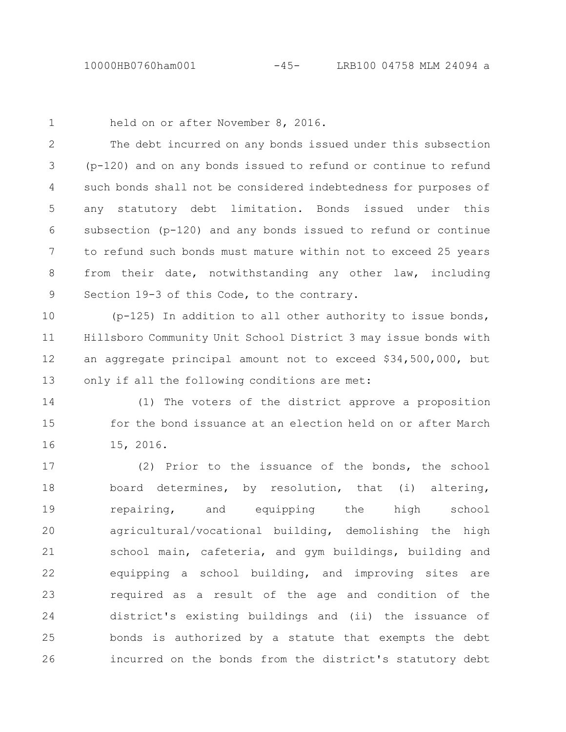held on or after November 8, 2016.

The debt incurred on any bonds issued under this subsection (p-120) and on any bonds issued to refund or continue to refund such bonds shall not be considered indebtedness for purposes of any statutory debt limitation. Bonds issued under this subsection (p-120) and any bonds issued to refund or continue to refund such bonds must mature within not to exceed 25 years from their date, notwithstanding any other law, including Section 19-3 of this Code, to the contrary.

(p-125) In addition to all other authority to issue bonds, Hillsboro Community Unit School District 3 may issue bonds with an aggregate principal amount not to exceed $34,500,000, but only if all the following conditions are met:

(1) The voters of the district approve a proposition for the bond issuance at an election held on or after March 15, 2016.

(2) Prior to the issuance of the bonds, the school board determines, by resolution, that (i) altering, repairing, and equipping the high school agricultural/vocational building, demolishing the high school main, cafeteria, and gym buildings, building and equipping a school building, and improving sites are required as a result of the age and condition of the district's existing buildings and (ii) the issuance of bonds is authorized by a statute that exempts the debt incurred on the bonds from the district's statutory debt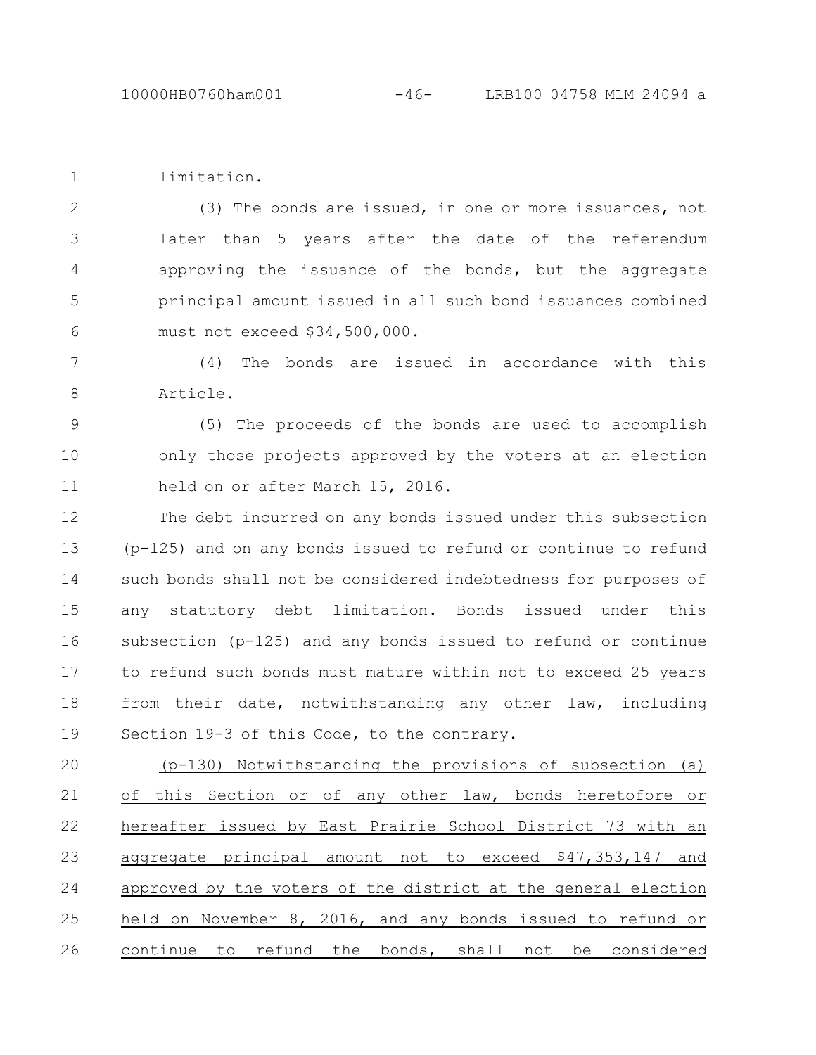limitation.

(3) The bonds are issued, in one or more issuances, not later than 5 years after the date of the referendum approving the issuance of the bonds, but the aggregate principal amount issued in all such bond issuances combined must not exceed $34,500,000.

(4) The bonds are issued in accordance with this Article.

(5) The proceeds of the bonds are used to accomplish only those projects approved by the voters at an election held on or after March 15, 2016.

The debt incurred on any bonds issued under this subsection (p-125) and on any bonds issued to refund or continue to refund such bonds shall not be considered indebtedness for purposes of any statutory debt limitation. Bonds issued under this subsection (p-125) and any bonds issued to refund or continue to refund such bonds must mature within not to exceed 25 years from their date, notwithstanding any other law, including Section 19-3 of this Code, to the contrary.

<u>(p-130) Notwithstanding the provisions of subsection (a) of this Section or of any other law, bonds heretofore or hereafter issued by East Prairie School District 73 with an aggregate principal amount not to exceed $47,353,147 and approved by the voters of the district at the general election held on November 8, 2016, and any bonds issued to refund or continue to refund the bonds, shall not be considered</u>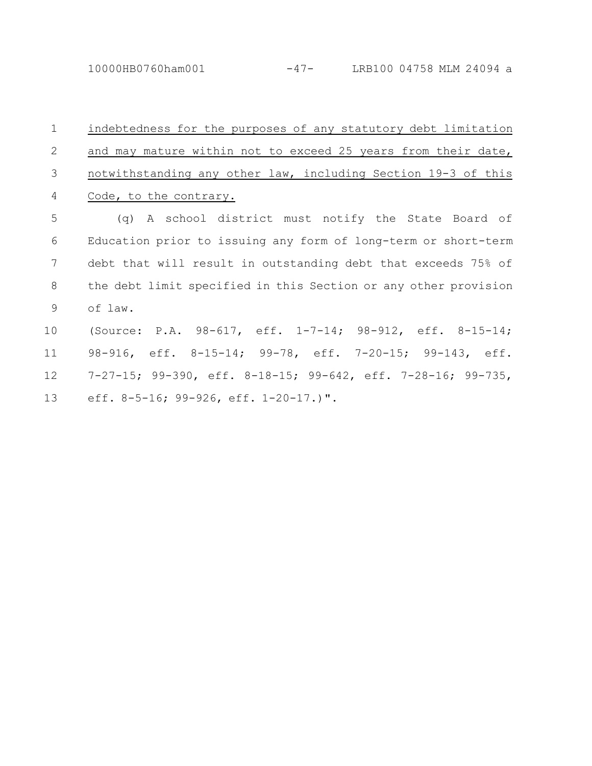indebtedness for the purposes of any statutory debt limitation and may mature within not to exceed 25 years from their date, notwithstanding any other law, including Section 19-3 of this Code, to the contrary.

(q) A school district must notify the State Board of Education prior to issuing any form of long-term or short-term debt that will result in outstanding debt that exceeds 75% of the debt limit specified in this Section or any other provision of law.

(Source: P.A. 98-617, eff. 1-7-14; 98-912, eff. 8-15-14; 98-916, eff. 8-15-14; 99-78, eff. 7-20-15; 99-143, eff. 7-27-15; 99-390, eff. 8-18-15; 99-642, eff. 7-28-16; 99-735, eff. 8-5-16; 99-926, eff. 1-20-17.)".